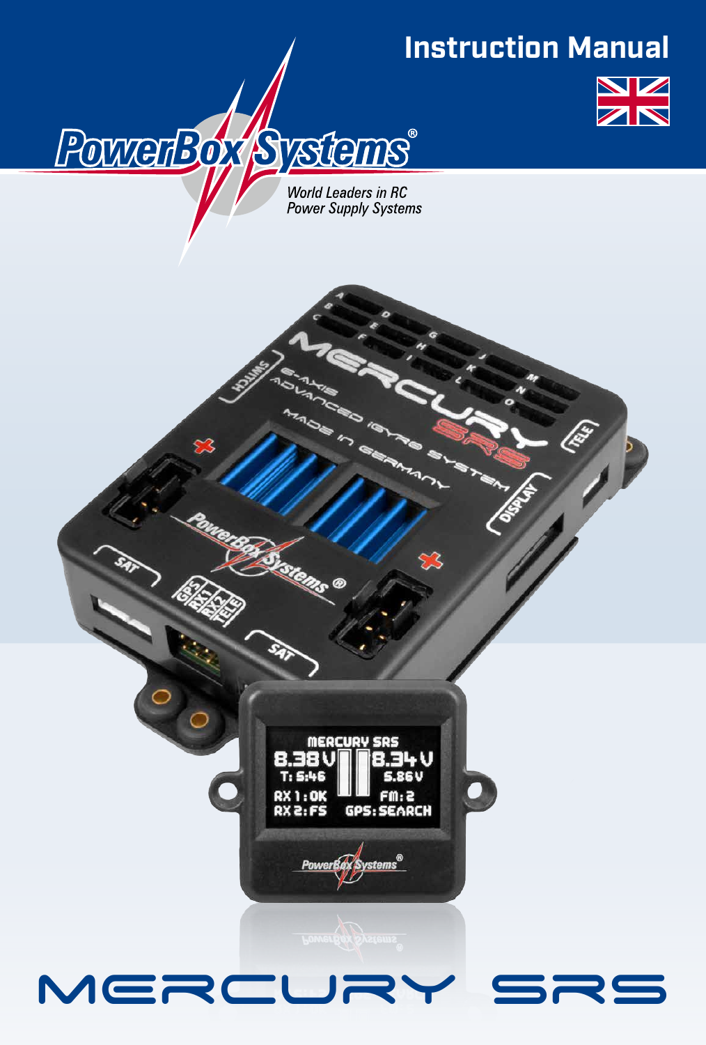# Instruction Manual

PowerBox Systems®

*World Leaders in RC Power Supply Systems*

# MERCURY SRS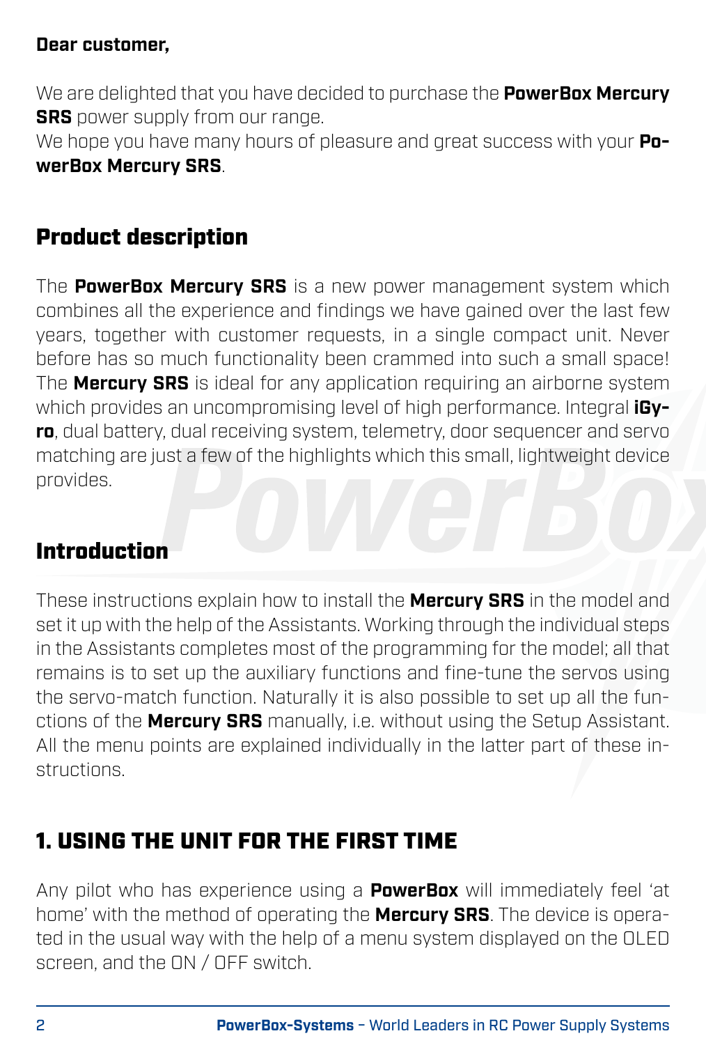**Dear customer,**

We are delighted that you have decided to purchase the **PowerBox Mercury SRS** power supply from our range.
We hope you have many hours of pleasure and great success with your **PowerBox Mercury SRS**.

## Product description

The **PowerBox Mercury SRS** is a new power management system which combines all the experience and findings we have gained over the last few years, together with customer requests, in a single compact unit. Never before has so much functionality been crammed into such a small space! The **Mercury SRS** is ideal for any application requiring an airborne system which provides an uncompromising level of high performance. Integral **iGyro**, dual battery, dual receiving system, telemetry, door sequencer and servo matching are just a few of the highlights which this small, lightweight device provides.

## Introduction

These instructions explain how to install the **Mercury SRS** in the model and set it up with the help of the Assistants. Working through the individual steps in the Assistants completes most of the programming for the model; all that remains is to set up the auxiliary functions and fine-tune the servos using the servo-match function. Naturally it is also possible to set up all the functions of the **Mercury SRS** manually, i.e. without using the Setup Assistant. All the menu points are explained individually in the latter part of these instructions.

## 1. USING THE UNIT FOR THE FIRST TIME

Any pilot who has experience using a **PowerBox** will immediately feel 'at home' with the method of operating the **Mercury SRS**. The device is operated in the usual way with the help of a menu system displayed on the OLED screen, and the ON / OFF switch.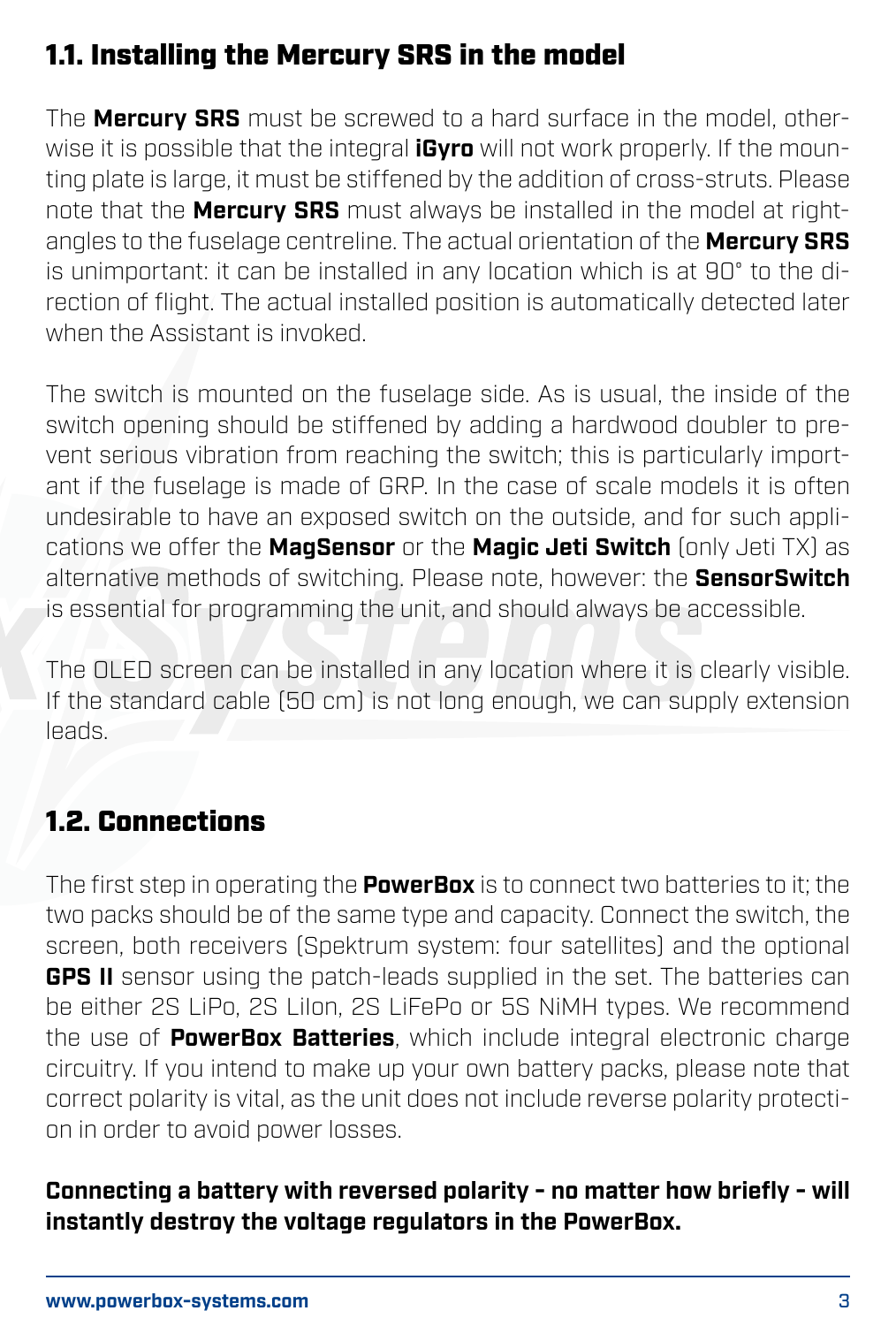## 1.1. Installing the Mercury SRS in the model

The **Mercury SRS** must be screwed to a hard surface in the model, otherwise it is possible that the integral **iGyro** will not work properly. If the mounting plate is large, it must be stiffened by the addition of cross-struts. Please note that the **Mercury SRS** must always be installed in the model at right-angles to the fuselage centreline. The actual orientation of the **Mercury SRS** is unimportant: it can be installed in any location which is at 90° to the direction of flight. The actual installed position is automatically detected later when the Assistant is invoked.

The switch is mounted on the fuselage side. As is usual, the inside of the switch opening should be stiffened by adding a hardwood doubler to prevent serious vibration from reaching the switch; this is particularly important if the fuselage is made of GRP. In the case of scale models it is often undesirable to have an exposed switch on the outside, and for such applications we offer the **MagSensor** or the **Magic Jeti Switch** (only Jeti TX) as alternative methods of switching. Please note, however: the **SensorSwitch** is essential for programming the unit, and should always be accessible.

The OLED screen can be installed in any location where it is clearly visible. If the standard cable (50 cm) is not long enough, we can supply extension leads.

## 1.2. Connections

The first step in operating the **PowerBox** is to connect two batteries to it; the two packs should be of the same type and capacity. Connect the switch, the screen, both receivers (Spektrum system: four satellites) and the optional **GPS II** sensor using the patch-leads supplied in the set. The batteries can be either 2S LiPo, 2S LiIon, 2S LiFePo or 5S NiMH types. We recommend the use of **PowerBox Batteries**, which include integral electronic charge circuitry. If you intend to make up your own battery packs, please note that correct polarity is vital, as the unit does not include reverse polarity protection in order to avoid power losses.

**Connecting a battery with reversed polarity - no matter how briefly - will instantly destroy the voltage regulators in the PowerBox.**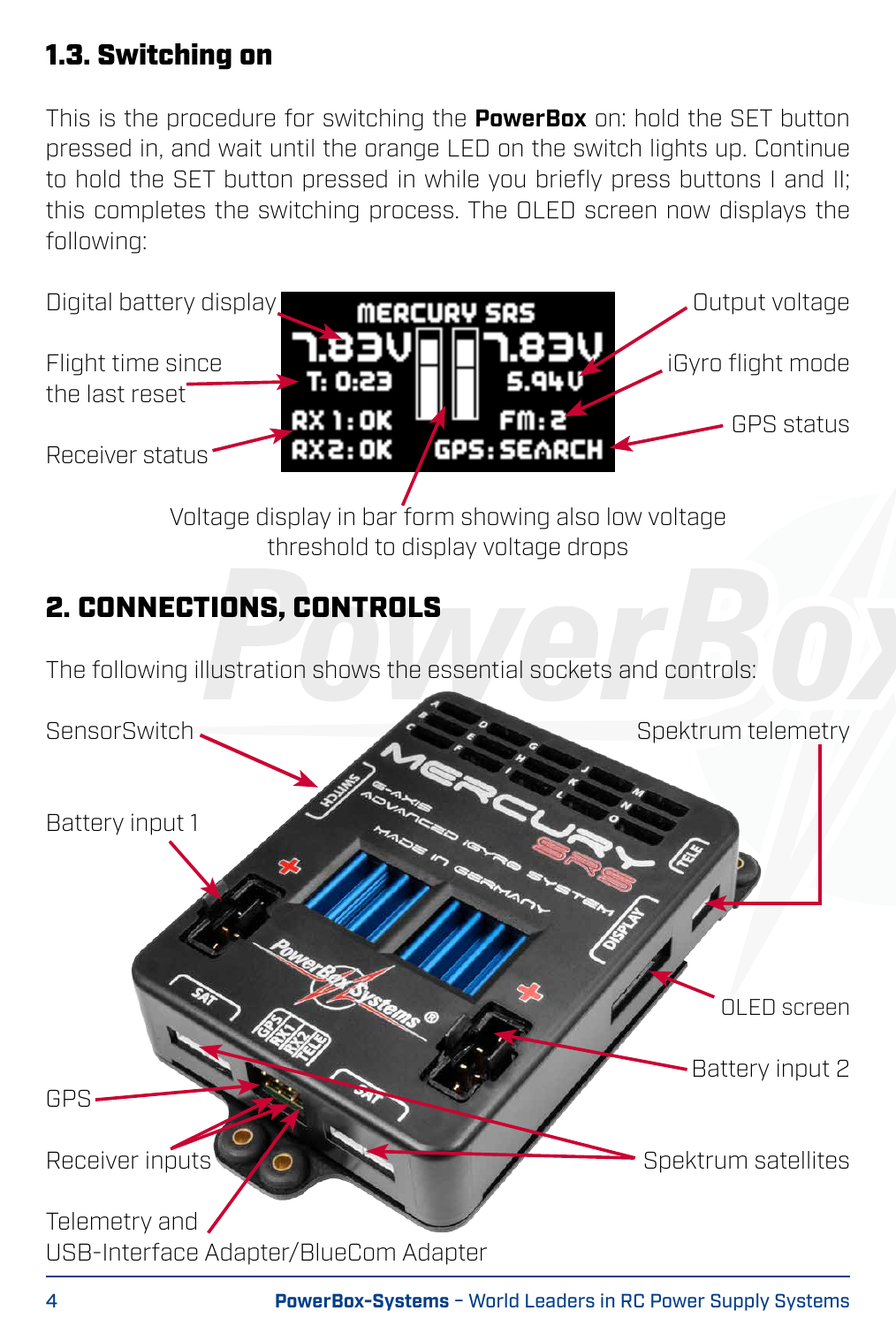## 1.3. Switching on

This is the procedure for switching the **PowerBox** on: hold the SET button pressed in, and wait until the orange LED on the switch lights up. Continue to hold the SET button pressed in while you briefly press buttons I and II; this completes the switching process. The OLED screen now displays the following:

Digital battery display

Flight time since the last reset

Receiver status

Output voltage

iGyro flight mode

GPS status

Voltage display in bar form showing also low voltage threshold to display voltage drops

## 2. CONNECTIONS, CONTROLS

The following illustration shows the essential sockets and controls:

SensorSwitch

Battery input 1

GPS

Receiver inputs

Telemetry and USB-Interface Adapter/BlueCom Adapter

Spektrum telemetry

OLED screen

Battery input 2

Spektrum satellites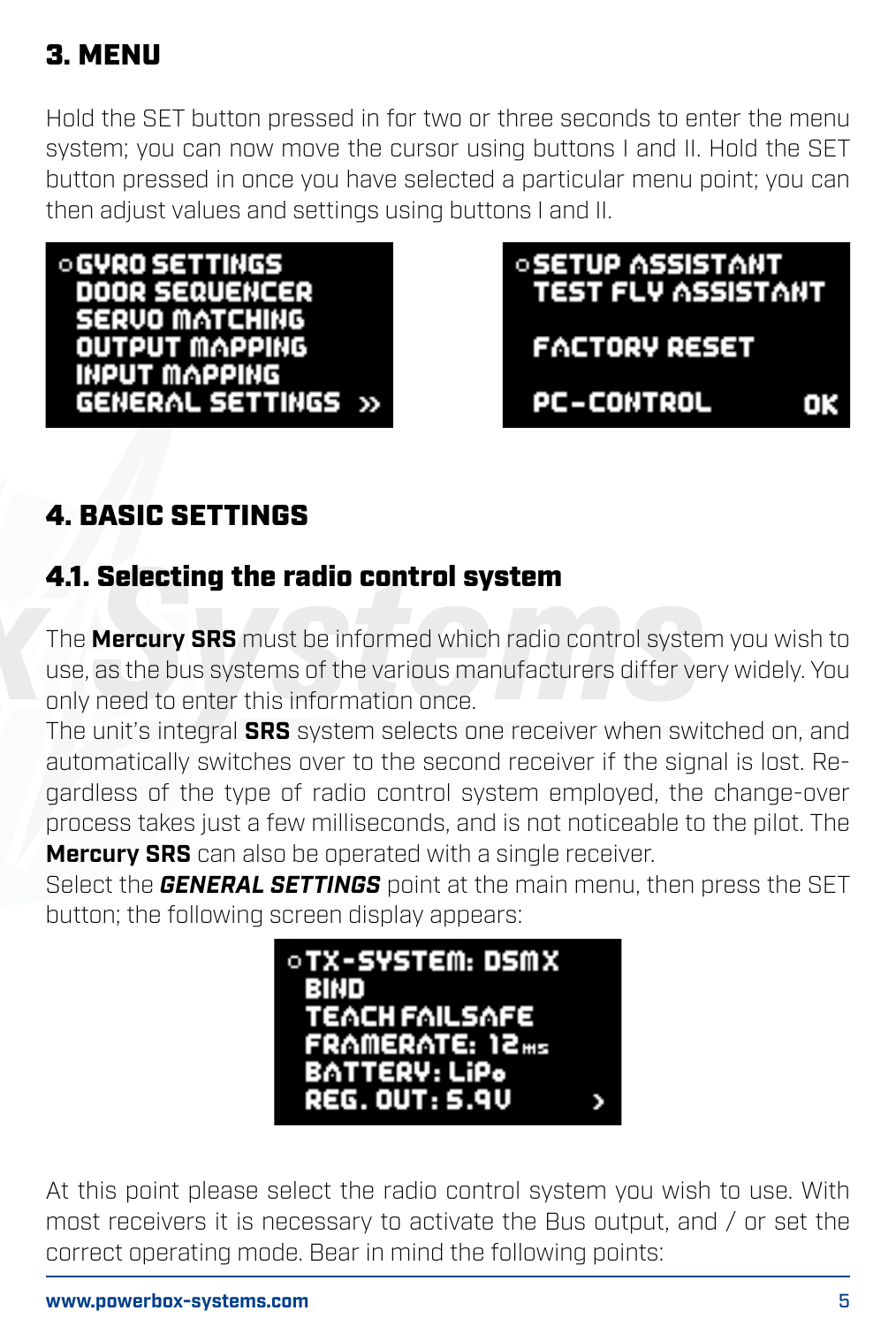## 3. MENU

Hold the SET button pressed in for two or three seconds to enter the menu system; you can now move the cursor using buttons I and II. Hold the SET button pressed in once you have selected a particular menu point; you can then adjust values and settings using buttons I and II.

```
○GYRO SETTINGS
 DOOR SEQUENCER
 SERVO MATCHING
 OUTPUT MAPPING
 INPUT MAPPING
 GENERAL SETTINGS  »
```

```
○SETUP ASSISTANT
 TEST FLY ASSISTANT

 FACTORY RESET

 PC-CONTROL        OK
```

## 4. BASIC SETTINGS

### 4.1. Selecting the radio control system

The **Mercury SRS** must be informed which radio control system you wish to use, as the bus systems of the various manufacturers differ very widely. You only need to enter this information once.
The unit's integral **SRS** system selects one receiver when switched on, and automatically switches over to the second receiver if the signal is lost. Regardless of the type of radio control system employed, the change-over process takes just a few milliseconds, and is not noticeable to the pilot. The **Mercury SRS** can also be operated with a single receiver.
Select the ***GENERAL SETTINGS*** point at the main menu, then press the SET button; the following screen display appears:

```
○TX-SYSTEM: DSMX
 BIND
 TEACH FAILSAFE
 FRAMERATE: 12ms
 BATTERY: LiPo
 REG. OUT: 5.9V      ›
```

At this point please select the radio control system you wish to use. With most receivers it is necessary to activate the Bus output, and / or set the correct operating mode. Bear in mind the following points: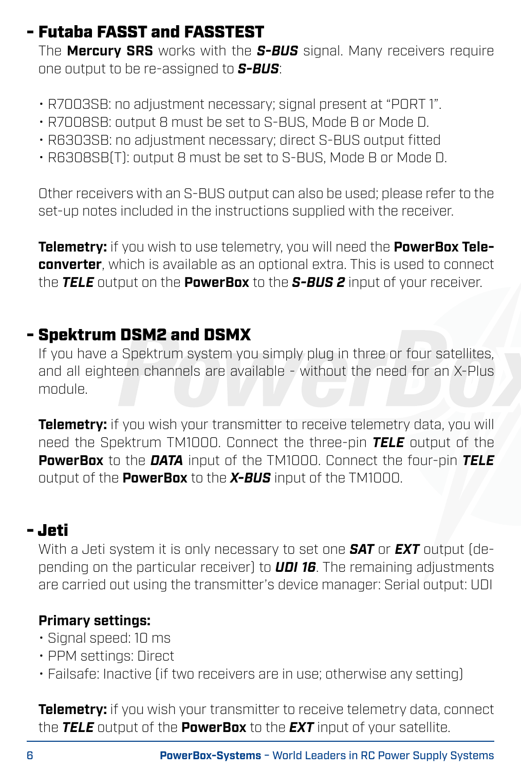## - Futaba FASST and FASSTEST

The **Mercury SRS** works with the ***S-BUS*** signal. Many receivers require one output to be re-assigned to ***S-BUS***:

- R7003SB: no adjustment necessary; signal present at "PORT 1".
- R7008SB: output 8 must be set to S-BUS, Mode B or Mode D.
- R6303SB: no adjustment necessary; direct S-BUS output fitted
- R6308SB(T): output 8 must be set to S-BUS, Mode B or Mode D.

Other receivers with an S-BUS output can also be used; please refer to the set-up notes included in the instructions supplied with the receiver.

**Telemetry:** if you wish to use telemetry, you will need the **PowerBox Teleconverter**, which is available as an optional extra. This is used to connect the ***TELE*** output on the **PowerBox** to the ***S-BUS 2*** input of your receiver.

## - Spektrum DSM2 and DSMX

If you have a Spektrum system you simply plug in three or four satellites, and all eighteen channels are available - without the need for an X-Plus module.

**Telemetry:** if you wish your transmitter to receive telemetry data, you will need the Spektrum TM1000. Connect the three-pin ***TELE*** output of the **PowerBox** to the ***DATA*** input of the TM1000. Connect the four-pin ***TELE*** output of the **PowerBox** to the ***X-BUS*** input of the TM1000.

## - Jeti

With a Jeti system it is only necessary to set one ***SAT*** or ***EXT*** output (depending on the particular receiver) to ***UDI 16***. The remaining adjustments are carried out using the transmitter's device manager: Serial output: UDI

**Primary settings:**

- Signal speed: 10 ms
- PPM settings: Direct
- Failsafe: Inactive (if two receivers are in use; otherwise any setting)

**Telemetry:** if you wish your transmitter to receive telemetry data, connect the ***TELE*** output of the **PowerBox** to the ***EXT*** input of your satellite.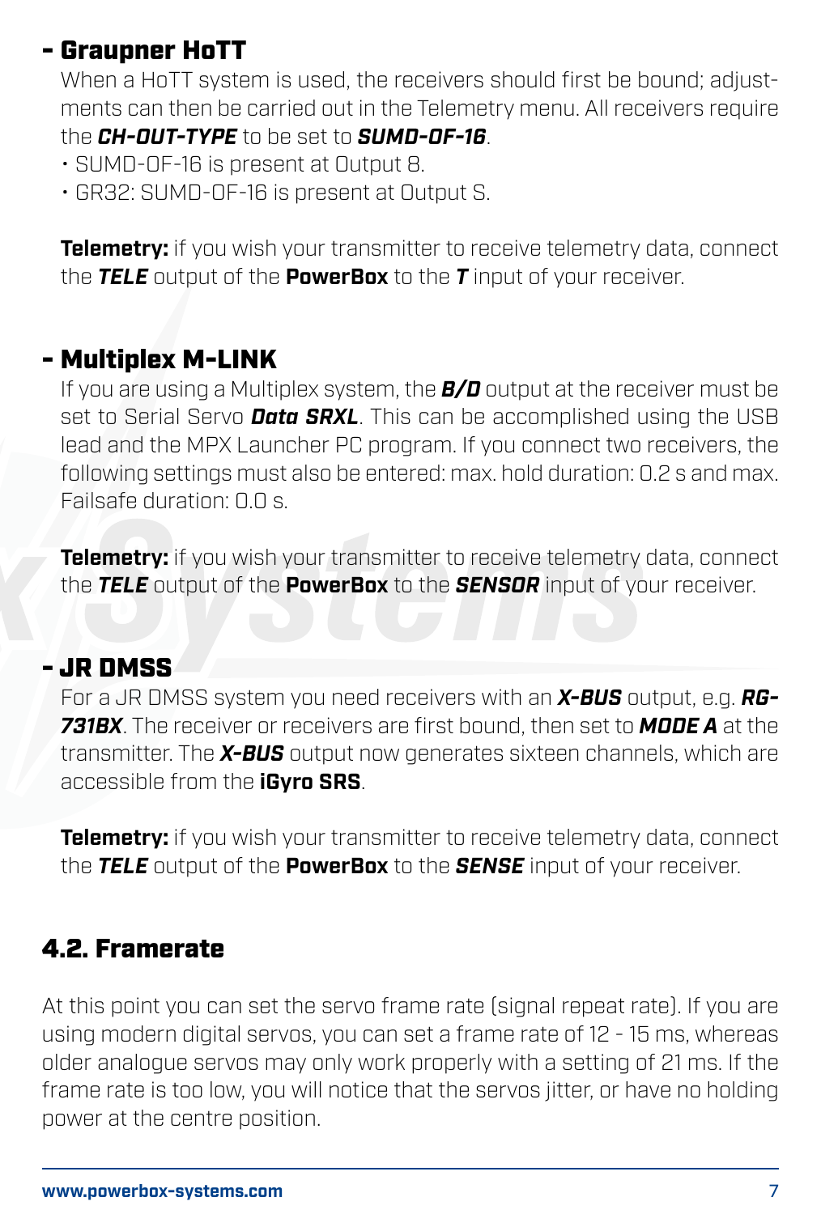### - Graupner HoTT

When a HoTT system is used, the receivers should first be bound; adjustments can then be carried out in the Telemetry menu. All receivers require the ***CH-OUT-TYPE*** to be set to ***SUMD-OF-16***.

- SUMD-OF-16 is present at Output 8.
- GR32: SUMD-OF-16 is present at Output S.

**Telemetry:** if you wish your transmitter to receive telemetry data, connect the ***TELE*** output of the **PowerBox** to the ***T*** input of your receiver.

### - Multiplex M-LINK

If you are using a Multiplex system, the ***B/D*** output at the receiver must be set to Serial Servo ***Data SRXL***. This can be accomplished using the USB lead and the MPX Launcher PC program. If you connect two receivers, the following settings must also be entered: max. hold duration: 0.2 s and max. Failsafe duration: 0.0 s.

**Telemetry:** if you wish your transmitter to receive telemetry data, connect the ***TELE*** output of the **PowerBox** to the ***SENSOR*** input of your receiver.

### - JR DMSS

For a JR DMSS system you need receivers with an ***X-BUS*** output, e.g. ***RG-731BX***. The receiver or receivers are first bound, then set to ***MODE A*** at the transmitter. The ***X-BUS*** output now generates sixteen channels, which are accessible from the **iGyro SRS**.

**Telemetry:** if you wish your transmitter to receive telemetry data, connect the ***TELE*** output of the **PowerBox** to the ***SENSE*** input of your receiver.

## 4.2. Framerate

At this point you can set the servo frame rate (signal repeat rate). If you are using modern digital servos, you can set a frame rate of 12 - 15 ms, whereas older analogue servos may only work properly with a setting of 21 ms. If the frame rate is too low, you will notice that the servos jitter, or have no holding power at the centre position.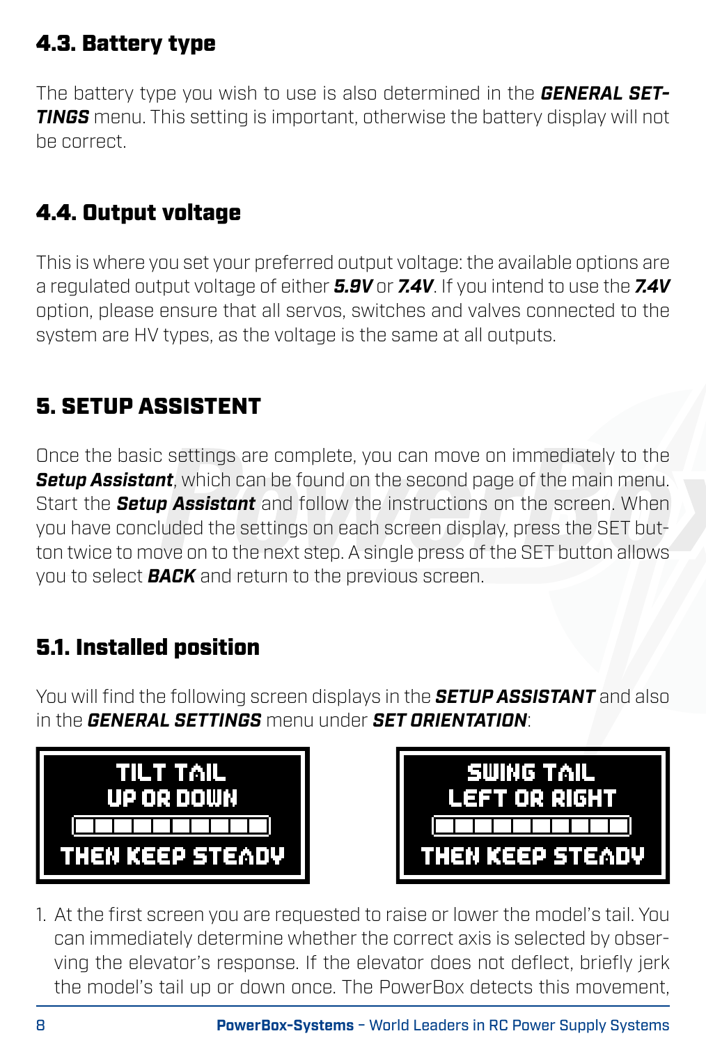## 4.3. Battery type

The battery type you wish to use is also determined in the ***GENERAL SETTINGS*** menu. This setting is important, otherwise the battery display will not be correct.

## 4.4. Output voltage

This is where you set your preferred output voltage: the available options are a regulated output voltage of either ***5.9V*** or ***7.4V***. If you intend to use the ***7.4V*** option, please ensure that all servos, switches and valves connected to the system are HV types, as the voltage is the same at all outputs.

# 5. SETUP ASSISTENT

Once the basic settings are complete, you can move on immediately to the ***Setup Assistant***, which can be found on the second page of the main menu. Start the ***Setup Assistant*** and follow the instructions on the screen. When you have concluded the settings on each screen display, press the SET button twice to move on to the next step. A single press of the SET button allows you to select ***BACK*** and return to the previous screen.

## 5.1. Installed position

You will find the following screen displays in the ***SETUP ASSISTANT*** and also in the ***GENERAL SETTINGS*** menu under ***SET ORIENTATION***:

TILT TAIL
UP OR DOWN
THEN KEEP STEADY

SWING TAIL
LEFT OR RIGHT
THEN KEEP STEADY

1. At the first screen you are requested to raise or lower the model's tail. You can immediately determine whether the correct axis is selected by observing the elevator's response. If the elevator does not deflect, briefly jerk the model's tail up or down once. The PowerBox detects this movement,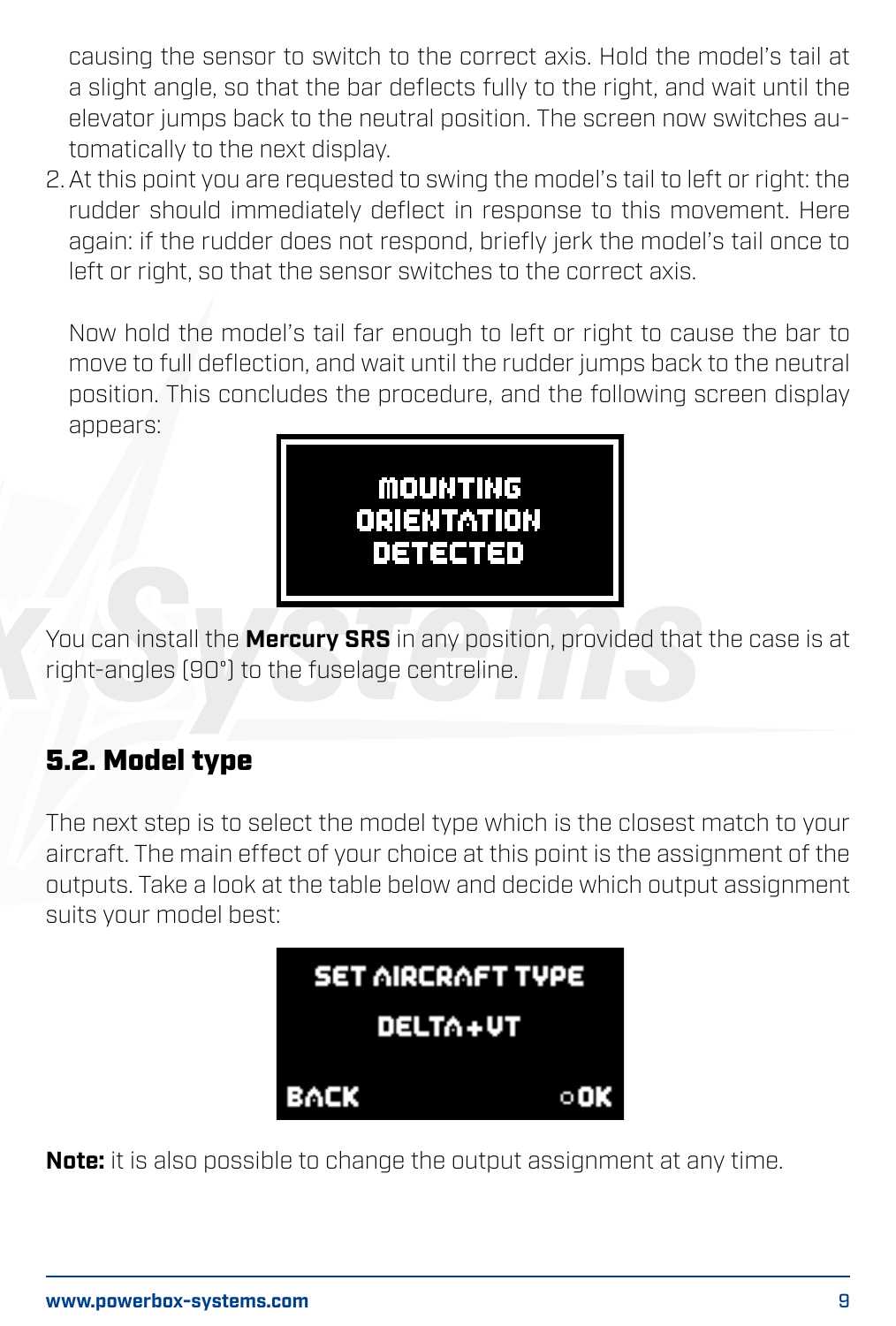causing the sensor to switch to the correct axis. Hold the model's tail at a slight angle, so that the bar deflects fully to the right, and wait until the elevator jumps back to the neutral position. The screen now switches automatically to the next display.

2. At this point you are requested to swing the model's tail to left or right: the rudder should immediately deflect in response to this movement. Here again: if the rudder does not respond, briefly jerk the model's tail once to left or right, so that the sensor switches to the correct axis.

   Now hold the model's tail far enough to left or right to cause the bar to move to full deflection, and wait until the rudder jumps back to the neutral position. This concludes the procedure, and the following screen display appears:

```
MOUNTING
ORIENTATION
DETECTED
```

You can install the **Mercury SRS** in any position, provided that the case is at right-angles (90°) to the fuselage centreline.

## 5.2. Model type

The next step is to select the model type which is the closest match to your aircraft. The main effect of your choice at this point is the assignment of the outputs. Take a look at the table below and decide which output assignment suits your model best:

```
SET AIRCRAFT TYPE
DELTA+VT
BACK            OK
```

**Note:** it is also possible to change the output assignment at any time.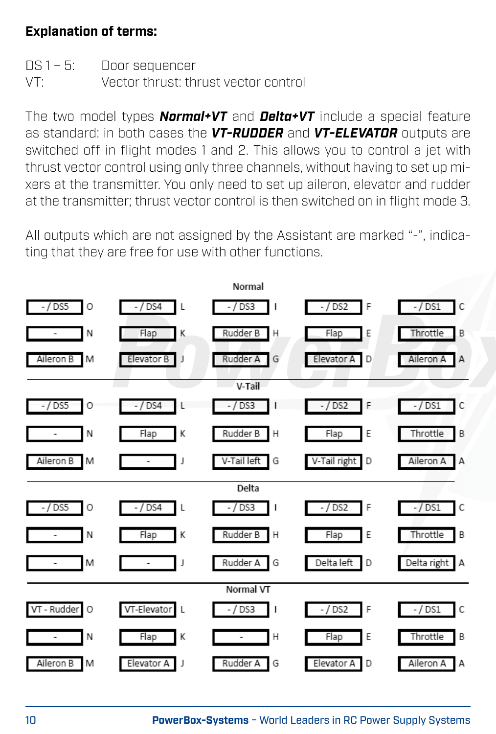**Explanation of terms:**

DS 1 – 5: Door sequencer
VT: Vector thrust: thrust vector control

The two model types ***Normal+VT*** and ***Delta+VT*** include a special feature as standard: in both cases the ***VT-RUDDER*** and ***VT-ELEVATOR*** outputs are switched off in flight modes 1 and 2. This allows you to control a jet with thrust vector control using only three channels, without having to set up mixers at the transmitter. You only need to set up aileron, elevator and rudder at the transmitter; thrust vector control is then switched on in flight mode 3.

All outputs which are not assigned by the Assistant are marked "-", indicating that they are free for use with other functions.

**Normal**

| | | | | | | | | | |
|---|---|---|---|---|---|---|---|---|---|
| - / DS5 | O | - / DS4 | L | - / DS3 | I | - / DS2 | F | - / DS1 | C |
| - | N | Flap | K | Rudder B | H | Flap | E | Throttle | B |
| Aileron B | M | Elevator B | J | Rudder A | G | Elevator A | D | Aileron A | A |

**V-Tail**

| | | | | | | | | | |
|---|---|---|---|---|---|---|---|---|---|
| - / DS5 | O | - / DS4 | L | - / DS3 | I | - / DS2 | F | - / DS1 | C |
| - | N | Flap | K | Rudder B | H | Flap | E | Throttle | B |
| Aileron B | M | - | J | V-Tail left | G | V-Tail right | D | Aileron A | A |

**Delta**

| | | | | | | | | | |
|---|---|---|---|---|---|---|---|---|---|
| - / DS5 | O | - / DS4 | L | - / DS3 | I | - / DS2 | F | - / DS1 | C |
| - | N | Flap | K | Rudder B | H | Flap | E | Throttle | B |
| - | M | - | J | Rudder A | G | Delta left | D | Delta right | A |

**Normal VT**

| | | | | | | | | | |
|---|---|---|---|---|---|---|---|---|---|
| VT - Rudder | O | VT-Elevator | L | - / DS3 | I | - / DS2 | F | - / DS1 | C |
| - | N | Flap | K | - | H | Flap | E | Throttle | B |
| Aileron B | M | Elevator A | J | Rudder A | G | Elevator A | D | Aileron A | A |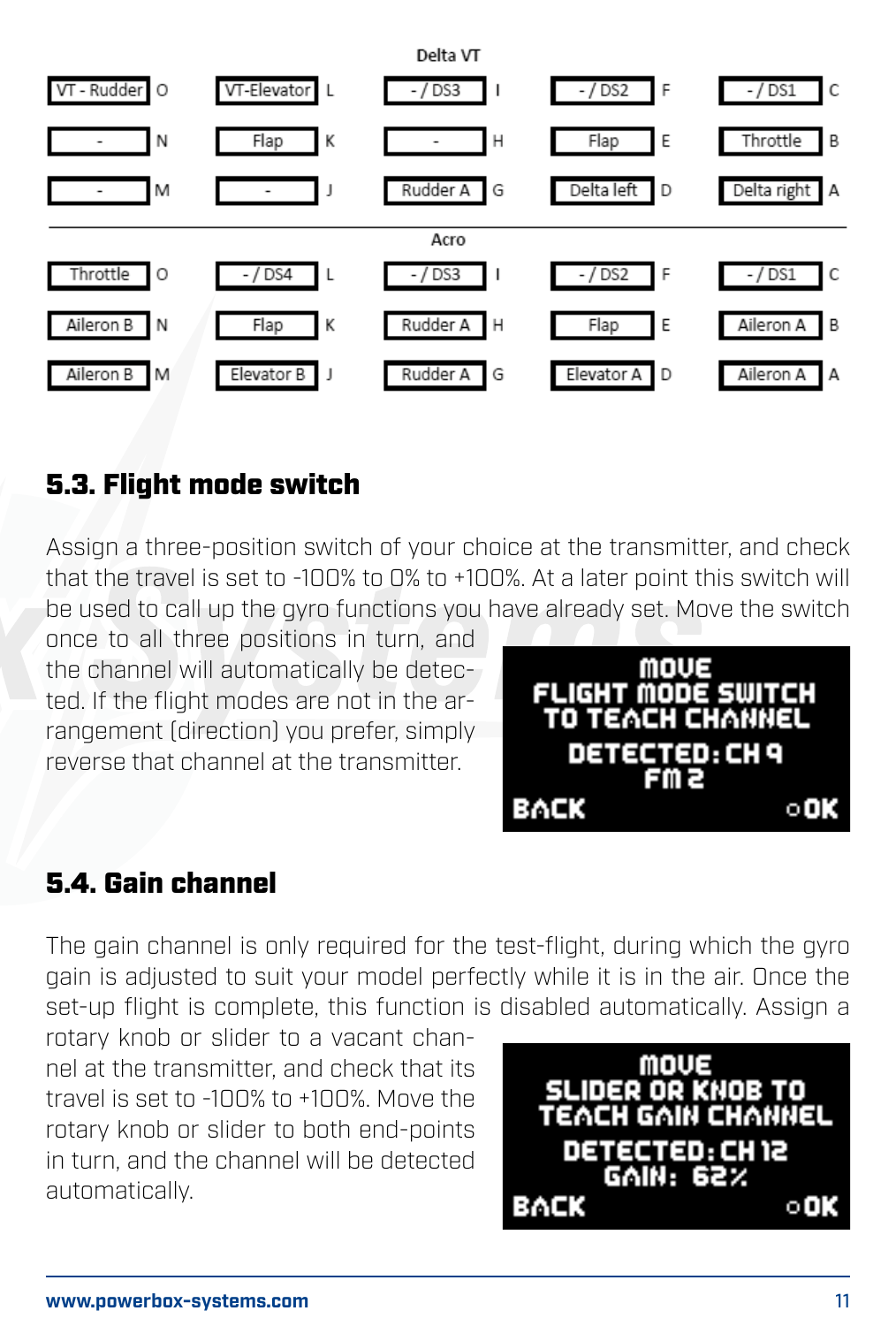Delta VT

| | | | | | | | | | |
|---|---|---|---|---|---|---|---|---|---|
| VT - Rudder | O | VT-Elevator | L | - / DS3 | I | - / DS2 | F | - / DS1 | C |
| - | N | Flap | K | - | H | Flap | E | Throttle | B |
| - | M | - | J | Rudder A | G | Delta left | D | Delta right | A |

Acro

| | | | | | | | | | |
|---|---|---|---|---|---|---|---|---|---|
| Throttle | O | - / DS4 | L | - / DS3 | I | - / DS2 | F | - / DS1 | C |
| Aileron B | N | Flap | K | Rudder A | H | Flap | E | Aileron A | B |
| Aileron B | M | Elevator B | J | Rudder A | G | Elevator A | D | Aileron A | A |

## 5.3. Flight mode switch

Assign a three-position switch of your choice at the transmitter, and check that the travel is set to -100% to 0% to +100%. At a later point this switch will be used to call up the gyro functions you have already set. Move the switch once to all three positions in turn, and the channel will automatically be detected. If the flight modes are not in the arrangement (direction) you prefer, simply reverse that channel at the transmitter.

```
MOVE
FLIGHT MODE SWITCH
TO TEACH CHANNEL
DETECTED: CH 9
FM 2
BACK                 OK
```

## 5.4. Gain channel

The gain channel is only required for the test-flight, during which the gyro gain is adjusted to suit your model perfectly while it is in the air. Once the set-up flight is complete, this function is disabled automatically. Assign a rotary knob or slider to a vacant channel at the transmitter, and check that its travel is set to -100% to +100%. Move the rotary knob or slider to both end-points in turn, and the channel will be detected automatically.

```
MOVE
SLIDER OR KNOB TO
TEACH GAIN CHANNEL
DETECTED: CH 12
GAIN: 62%
BACK                 OK
```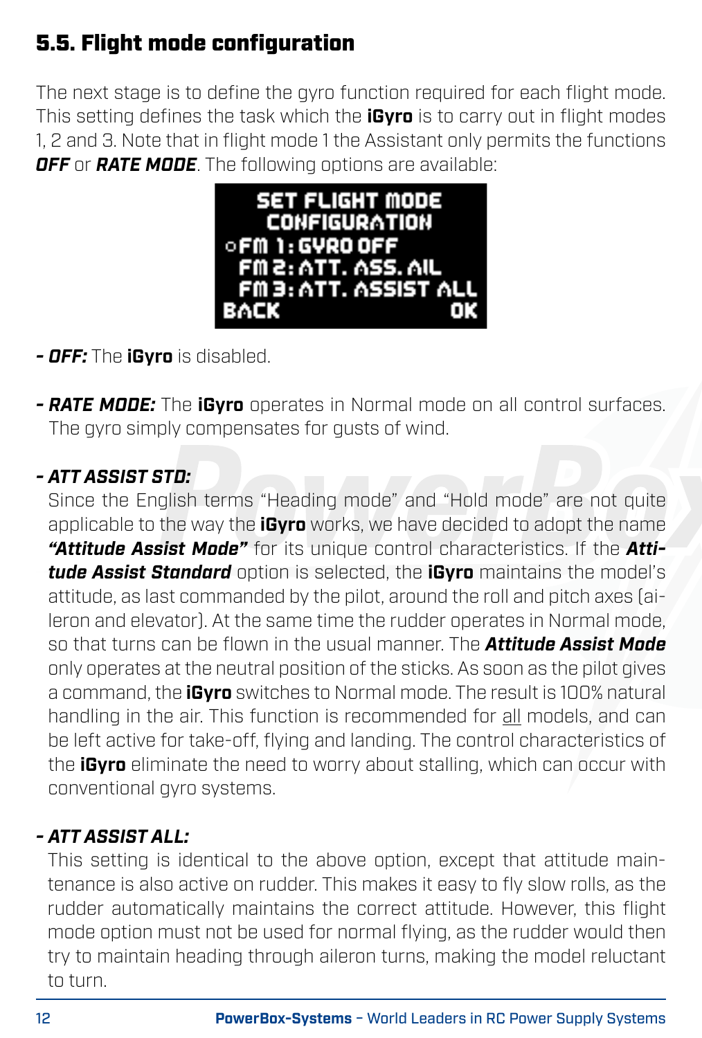## 5.5. Flight mode configuration

The next stage is to define the gyro function required for each flight mode. This setting defines the task which the **iGyro** is to carry out in flight modes 1, 2 and 3. Note that in flight mode 1 the Assistant only permits the functions ***OFF*** or ***RATE MODE***. The following options are available:

```
SET FLIGHT MODE
CONFIGURATION
○FM 1: GYRO OFF
 FM 2: ATT. ASS. AIL
 FM 3: ATT. ASSIST ALL
BACK                OK
```

- ***OFF:*** The **iGyro** is disabled.

- ***RATE MODE:*** The **iGyro** operates in Normal mode on all control surfaces. The gyro simply compensates for gusts of wind.

- ***ATT ASSIST STD:***
  Since the English terms “Heading mode” and “Hold mode” are not quite applicable to the way the **iGyro** works, we have decided to adopt the name ***“Attitude Assist Mode”*** for its unique control characteristics. If the ***Attitude Assist Standard*** option is selected, the **iGyro** maintains the model’s attitude, as last commanded by the pilot, around the roll and pitch axes (aileron and elevator). At the same time the rudder operates in Normal mode, so that turns can be flown in the usual manner. The ***Attitude Assist Mode*** only operates at the neutral position of the sticks. As soon as the pilot gives a command, the **iGyro** switches to Normal mode. The result is 100% natural handling in the air. This function is recommended for all models, and can be left active for take-off, flying and landing. The control characteristics of the **iGyro** eliminate the need to worry about stalling, which can occur with conventional gyro systems.

- ***ATT ASSIST ALL:***
  This setting is identical to the above option, except that attitude maintenance is also active on rudder. This makes it easy to fly slow rolls, as the rudder automatically maintains the correct attitude. However, this flight mode option must not be used for normal flying, as the rudder would then try to maintain heading through aileron turns, making the model reluctant to turn.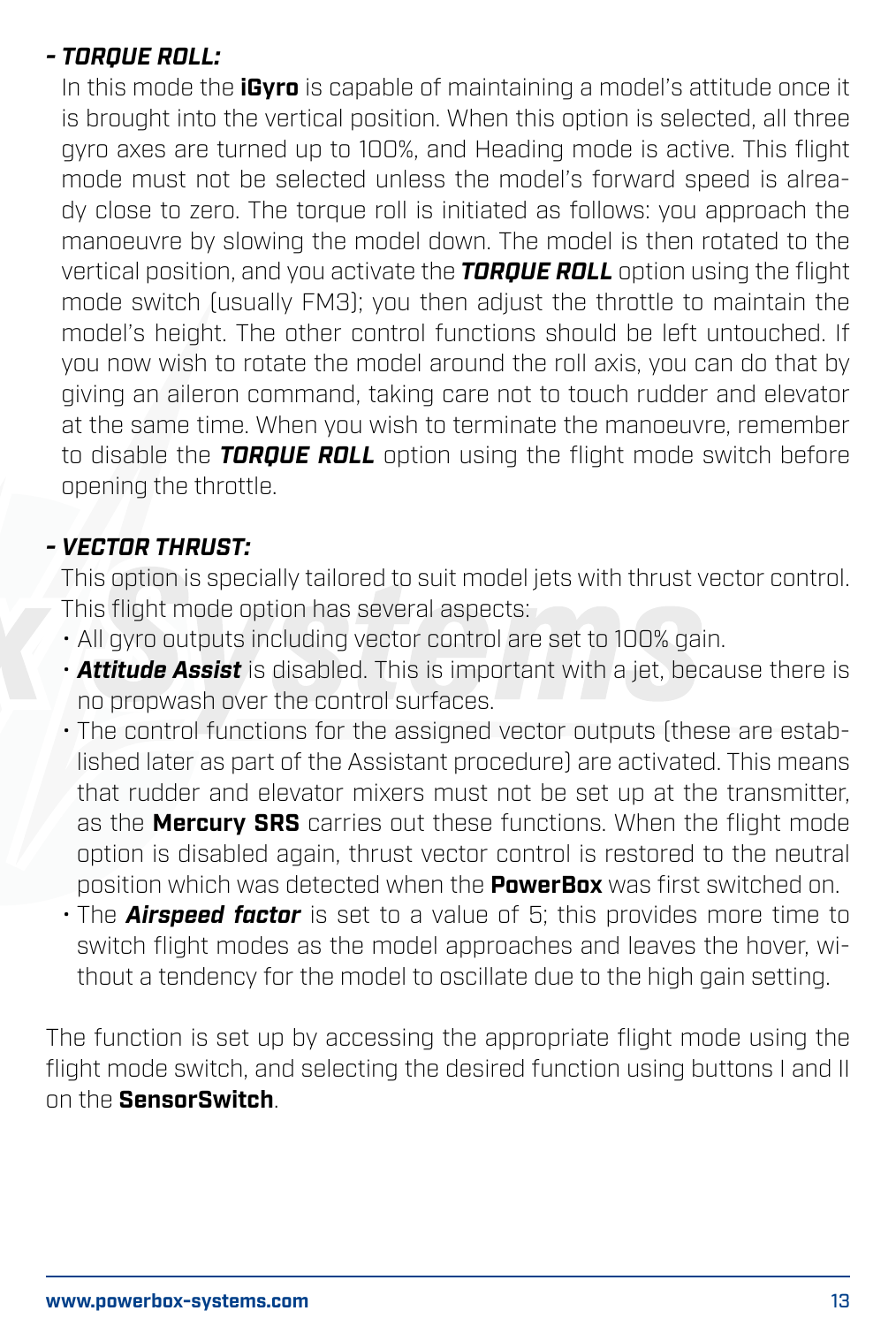***- TORQUE ROLL:***

In this mode the **iGyro** is capable of maintaining a model's attitude once it is brought into the vertical position. When this option is selected, all three gyro axes are turned up to 100%, and Heading mode is active. This flight mode must not be selected unless the model's forward speed is already close to zero. The torque roll is initiated as follows: you approach the manoeuvre by slowing the model down. The model is then rotated to the vertical position, and you activate the ***TORQUE ROLL*** option using the flight mode switch (usually FM3); you then adjust the throttle to maintain the model's height. The other control functions should be left untouched. If you now wish to rotate the model around the roll axis, you can do that by giving an aileron command, taking care not to touch rudder and elevator at the same time. When you wish to terminate the manoeuvre, remember to disable the ***TORQUE ROLL*** option using the flight mode switch before opening the throttle.

***- VECTOR THRUST:***

This option is specially tailored to suit model jets with thrust vector control. This flight mode option has several aspects:

- All gyro outputs including vector control are set to 100% gain.
- ***Attitude Assist*** is disabled. This is important with a jet, because there is no propwash over the control surfaces.
- The control functions for the assigned vector outputs (these are established later as part of the Assistant procedure) are activated. This means that rudder and elevator mixers must not be set up at the transmitter, as the **Mercury SRS** carries out these functions. When the flight mode option is disabled again, thrust vector control is restored to the neutral position which was detected when the **PowerBox** was first switched on.
- The ***Airspeed factor*** is set to a value of 5; this provides more time to switch flight modes as the model approaches and leaves the hover, without a tendency for the model to oscillate due to the high gain setting.

The function is set up by accessing the appropriate flight mode using the flight mode switch, and selecting the desired function using buttons I and II on the **SensorSwitch**.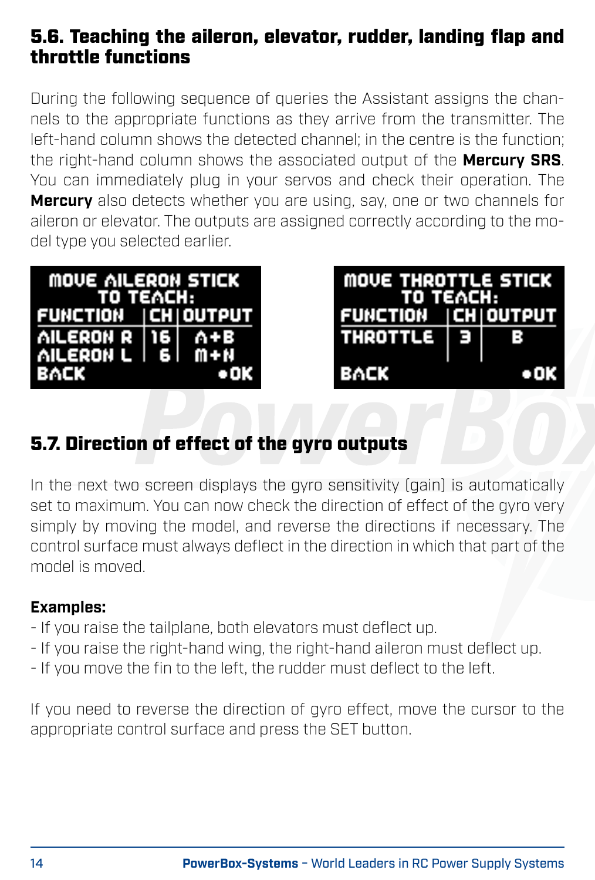## 5.6. Teaching the aileron, elevator, rudder, landing flap and throttle functions

During the following sequence of queries the Assistant assigns the channels to the appropriate functions as they arrive from the transmitter. The left-hand column shows the detected channel; in the centre is the function; the right-hand column shows the associated output of the **Mercury SRS**. You can immediately plug in your servos and check their operation. The **Mercury** also detects whether you are using, say, one or two channels for aileron or elevator. The outputs are assigned correctly according to the model type you selected earlier.

```
MOVE AILERON STICK
    TO TEACH:
FUNCTION   |CH|OUTPUT
AILERON R  |16|  A+B
AILERON L  | 6|  M+N
BACK             •OK
```

```
MOVE THROTTLE STICK
    TO TEACH:
FUNCTION   |CH|OUTPUT
THROTTLE   | 3|   B
BACK             •OK
```

## 5.7. Direction of effect of the gyro outputs

In the next two screen displays the gyro sensitivity (gain) is automatically set to maximum. You can now check the direction of effect of the gyro very simply by moving the model, and reverse the directions if necessary. The control surface must always deflect in the direction in which that part of the model is moved.

**Examples:**

- If you raise the tailplane, both elevators must deflect up.
- If you raise the right-hand wing, the right-hand aileron must deflect up.
- If you move the fin to the left, the rudder must deflect to the left.

If you need to reverse the direction of gyro effect, move the cursor to the appropriate control surface and press the SET button.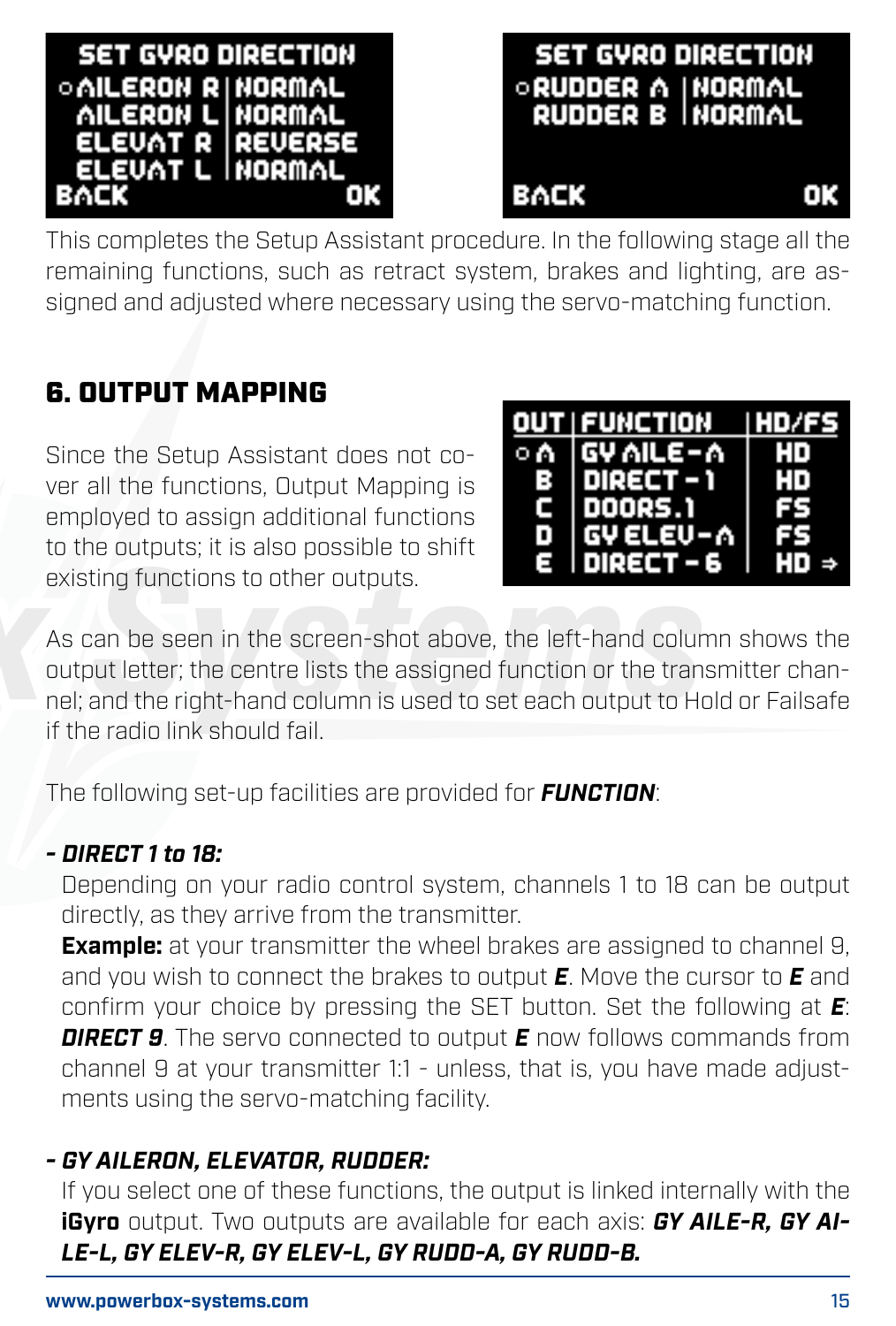| SET GYRO DIRECTION | |
|---|---|
| ○AILERON R | NORMAL |
| AILERON L | NORMAL |
| ELEVAT R | REVERSE |
| ELEVAT L | NORMAL |
| BACK | OK |

| SET GYRO DIRECTION | |
|---|---|
| ○RUDDER A | NORMAL |
| RUDDER B | NORMAL |
| BACK | OK |

This completes the Setup Assistant procedure. In the following stage all the remaining functions, such as retract system, brakes and lighting, are assigned and adjusted where necessary using the servo-matching function.

## 6. OUTPUT MAPPING

Since the Setup Assistant does not cover all the functions, Output Mapping is employed to assign additional functions to the outputs; it is also possible to shift existing functions to other outputs.

| OUT | FUNCTION | HD/FS |
|---|---|---|
| ○ A | GY AILE-A | HD |
| B | DIRECT - 1 | HD |
| C | DOORS.1 | FS |
| D | GY ELEV-A | FS |
| E | DIRECT - 6 | HD ⇒ |

As can be seen in the screen-shot above, the left-hand column shows the output letter; the centre lists the assigned function or the transmitter channel; and the right-hand column is used to set each output to Hold or Failsafe if the radio link should fail.

The following set-up facilities are provided for ***FUNCTION***:

***- DIRECT 1 to 18:***

Depending on your radio control system, channels 1 to 18 can be output directly, as they arrive from the transmitter.

**Example:** at your transmitter the wheel brakes are assigned to channel 9, and you wish to connect the brakes to output ***E***. Move the cursor to ***E*** and confirm your choice by pressing the SET button. Set the following at ***E***: ***DIRECT 9***. The servo connected to output ***E*** now follows commands from channel 9 at your transmitter 1:1 - unless, that is, you have made adjustments using the servo-matching facility.

***- GY AILERON, ELEVATOR, RUDDER:***

If you select one of these functions, the output is linked internally with the **iGyro** output. Two outputs are available for each axis: ***GY AILE-R, GY AILE-L, GY ELEV-R, GY ELEV-L, GY RUDD-A, GY RUDD-B.***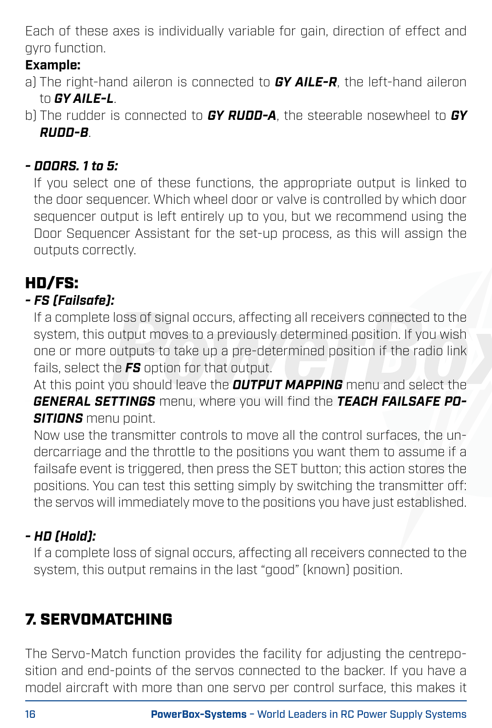Each of these axes is individually variable for gain, direction of effect and gyro function.

**Example:**

a) The right-hand aileron is connected to ***GY AILE-R***, the left-hand aileron to ***GY AILE-L***.

b) The rudder is connected to ***GY RUDD-A***, the steerable nosewheel to ***GY RUDD-B***.

***- DOORS. 1 to 5:***

If you select one of these functions, the appropriate output is linked to the door sequencer. Which wheel door or valve is controlled by which door sequencer output is left entirely up to you, but we recommend using the Door Sequencer Assistant for the set-up process, as this will assign the outputs correctly.

## HD/FS:

***- FS (Failsafe):***

If a complete loss of signal occurs, affecting all receivers connected to the system, this output moves to a previously determined position. If you wish one or more outputs to take up a pre-determined position if the radio link fails, select the ***FS*** option for that output.

At this point you should leave the ***OUTPUT MAPPING*** menu and select the ***GENERAL SETTINGS*** menu, where you will find the ***TEACH FAILSAFE POSITIONS*** menu point.

Now use the transmitter controls to move all the control surfaces, the undercarriage and the throttle to the positions you want them to assume if a failsafe event is triggered, then press the SET button; this action stores the positions. You can test this setting simply by switching the transmitter off: the servos will immediately move to the positions you have just established.

***- HD (Hold):***

If a complete loss of signal occurs, affecting all receivers connected to the system, this output remains in the last "good" (known) position.

## 7. SERVOMATCHING

The Servo-Match function provides the facility for adjusting the centreposition and end-points of the servos connected to the backer. If you have a model aircraft with more than one servo per control surface, this makes it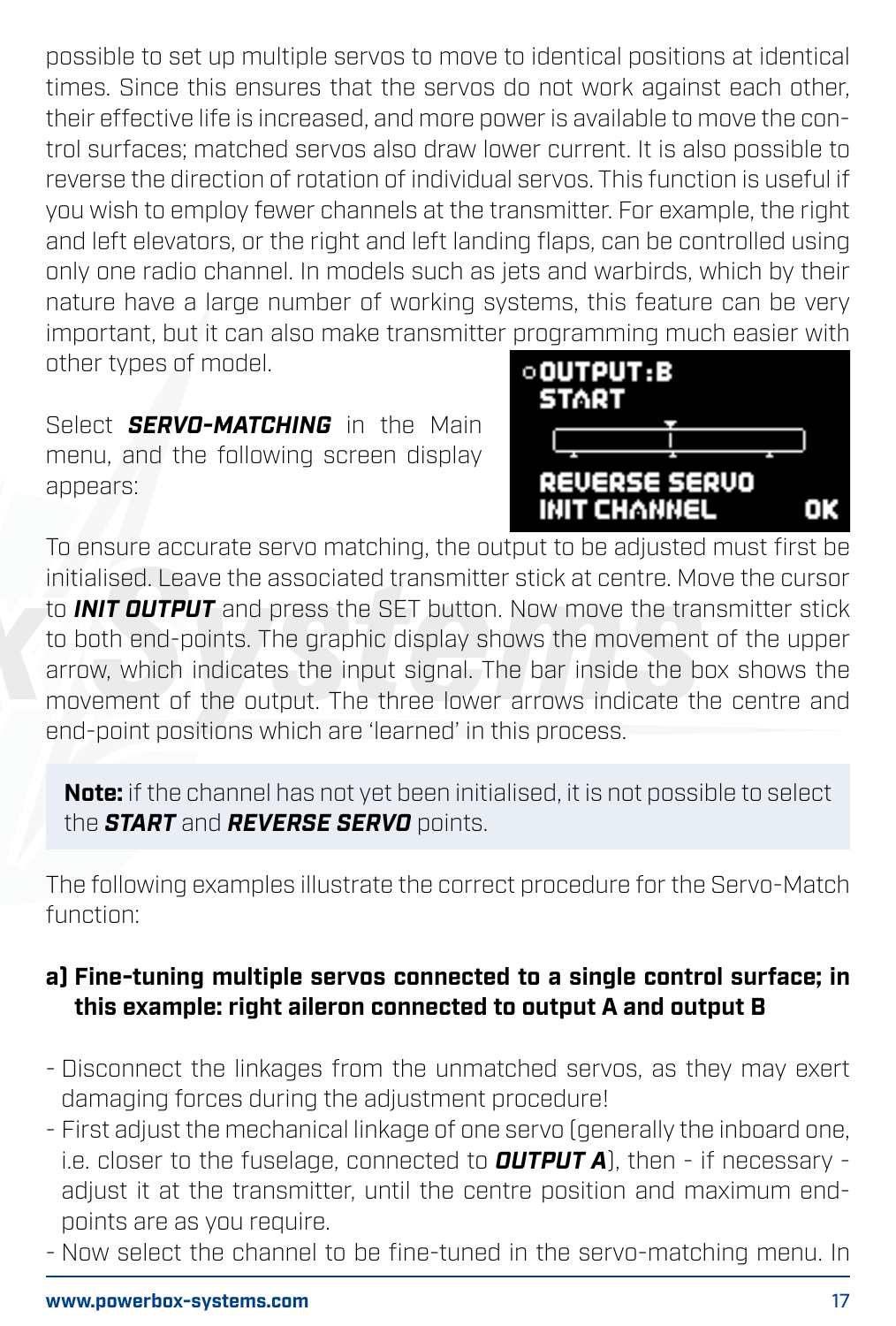possible to set up multiple servos to move to identical positions at identical times. Since this ensures that the servos do not work against each other, their effective life is increased, and more power is available to move the control surfaces; matched servos also draw lower current. It is also possible to reverse the direction of rotation of individual servos. This function is useful if you wish to employ fewer channels at the transmitter. For example, the right and left elevators, or the right and left landing flaps, can be controlled using only one radio channel. In models such as jets and warbirds, which by their nature have a large number of working systems, this feature can be very important, but it can also make transmitter programming much easier with other types of model.

Select ***SERVO-MATCHING*** in the Main menu, and the following screen display appears:

```
○OUTPUT:B
 START

 REVERSE SERVO
 INIT CHANNEL          OK
```

To ensure accurate servo matching, the output to be adjusted must first be initialised. Leave the associated transmitter stick at centre. Move the cursor to ***INIT OUTPUT*** and press the SET button. Now move the transmitter stick to both end-points. The graphic display shows the movement of the upper arrow, which indicates the input signal. The bar inside the box shows the movement of the output. The three lower arrows indicate the centre and end-point positions which are 'learned' in this process.

> **Note:** if the channel has not yet been initialised, it is not possible to select the ***START*** and ***REVERSE SERVO*** points.

The following examples illustrate the correct procedure for the Servo-Match function:

**a) Fine-tuning multiple servos connected to a single control surface; in this example: right aileron connected to output A and output B**

- Disconnect the linkages from the unmatched servos, as they may exert damaging forces during the adjustment procedure!
- First adjust the mechanical linkage of one servo (generally the inboard one, i.e. closer to the fuselage, connected to ***OUTPUT A***), then - if necessary - adjust it at the transmitter, until the centre position and maximum end-points are as you require.
- Now select the channel to be fine-tuned in the servo-matching menu. In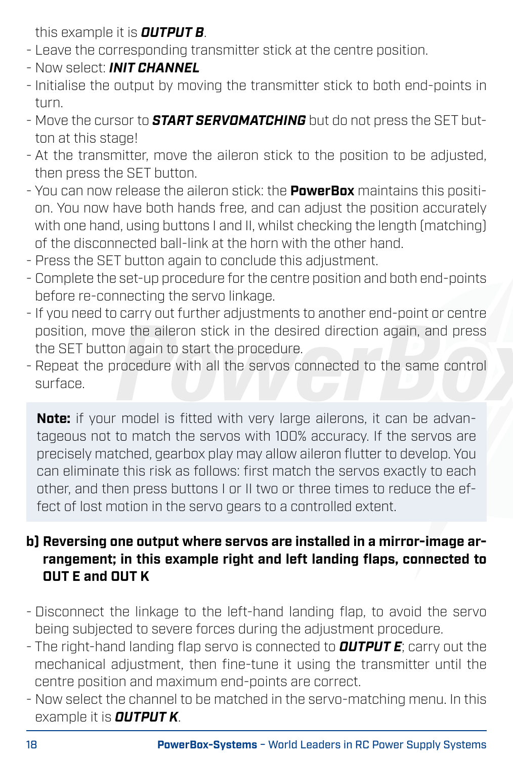this example it is ***OUTPUT B***.
- Leave the corresponding transmitter stick at the centre position.
- Now select: ***INIT CHANNEL***
- Initialise the output by moving the transmitter stick to both end-points in turn.
- Move the cursor to ***START SERVOMATCHING*** but do not press the SET button at this stage!
- At the transmitter, move the aileron stick to the position to be adjusted, then press the SET button.
- You can now release the aileron stick: the **PowerBox** maintains this position. You now have both hands free, and can adjust the position accurately with one hand, using buttons I and II, whilst checking the length (matching) of the disconnected ball-link at the horn with the other hand.
- Press the SET button again to conclude this adjustment.
- Complete the set-up procedure for the centre position and both end-points before re-connecting the servo linkage.
- If you need to carry out further adjustments to another end-point or centre position, move the aileron stick in the desired direction again, and press the SET button again to start the procedure.
- Repeat the procedure with all the servos connected to the same control surface.

**Note:** if your model is fitted with very large ailerons, it can be advantageous not to match the servos with 100% accuracy. If the servos are precisely matched, gearbox play may allow aileron flutter to develop. You can eliminate this risk as follows: first match the servos exactly to each other, and then press buttons I or II two or three times to reduce the effect of lost motion in the servo gears to a controlled extent.

**b) Reversing one output where servos are installed in a mirror-image arrangement; in this example right and left landing flaps, connected to OUT E and OUT K**

- Disconnect the linkage to the left-hand landing flap, to avoid the servo being subjected to severe forces during the adjustment procedure.
- The right-hand landing flap servo is connected to ***OUTPUT E***; carry out the mechanical adjustment, then fine-tune it using the transmitter until the centre position and maximum end-points are correct.
- Now select the channel to be matched in the servo-matching menu. In this example it is ***OUTPUT K***.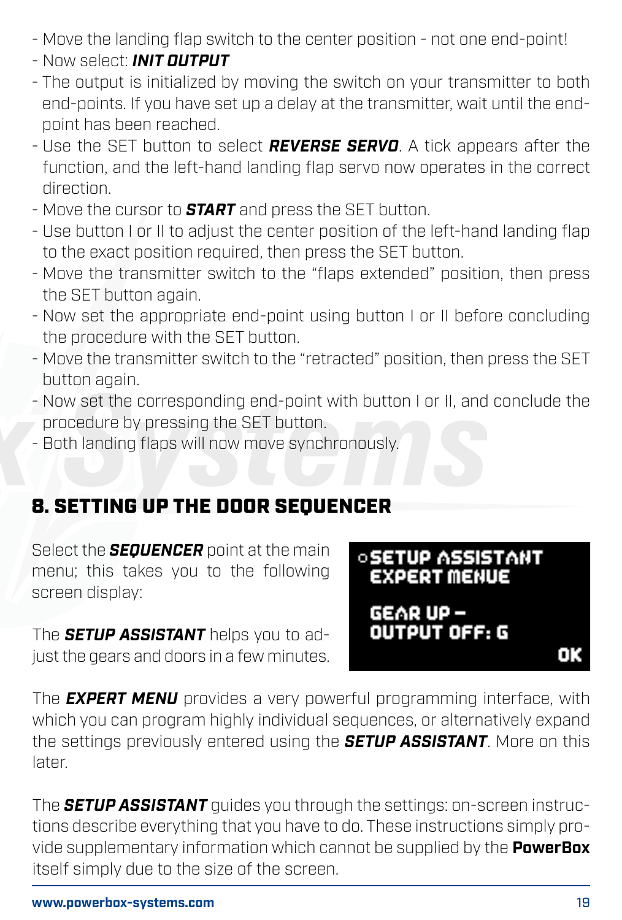- Move the landing flap switch to the center position - not one end-point!
- Now select: ***INIT OUTPUT***
- The output is initialized by moving the switch on your transmitter to both end-points. If you have set up a delay at the transmitter, wait until the end-point has been reached.
- Use the SET button to select ***REVERSE SERVO***. A tick appears after the function, and the left-hand landing flap servo now operates in the correct direction.
- Move the cursor to ***START*** and press the SET button.
- Use button I or II to adjust the center position of the left-hand landing flap to the exact position required, then press the SET button.
- Move the transmitter switch to the “flaps extended” position, then press the SET button again.
- Now set the appropriate end-point using button I or II before concluding the procedure with the SET button.
- Move the transmitter switch to the “retracted” position, then press the SET button again.
- Now set the corresponding end-point with button I or II, and conclude the procedure by pressing the SET button.
- Both landing flaps will now move synchronously.

## 8. SETTING UP THE DOOR SEQUENCER

Select the ***SEQUENCER*** point at the main menu; this takes you to the following screen display:

```
○SETUP ASSISTANT
 EXPERT MENUE

 GEAR UP -
 OUTPUT OFF: G
                OK
```

The ***SETUP ASSISTANT*** helps you to adjust the gears and doors in a few minutes.

The ***EXPERT MENU*** provides a very powerful programming interface, with which you can program highly individual sequences, or alternatively expand the settings previously entered using the ***SETUP ASSISTANT***. More on this later.

The ***SETUP ASSISTANT*** guides you through the settings: on-screen instructions describe everything that you have to do. These instructions simply provide supplementary information which cannot be supplied by the **PowerBox** itself simply due to the size of the screen.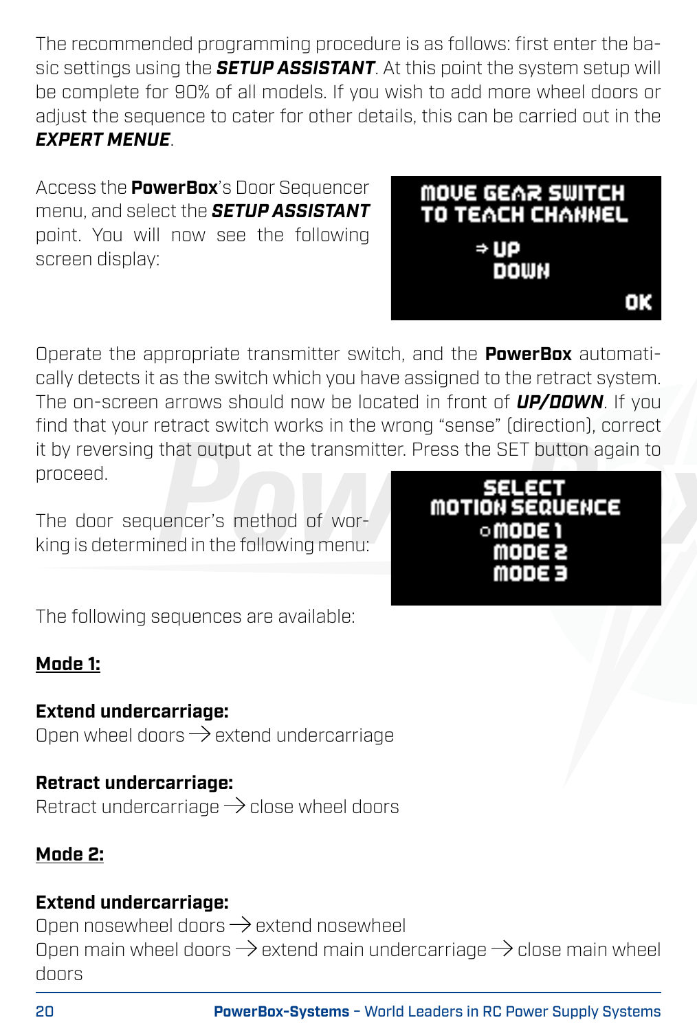The recommended programming procedure is as follows: first enter the basic settings using the ***SETUP ASSISTANT***. At this point the system setup will be complete for 90% of all models. If you wish to add more wheel doors or adjust the sequence to cater for other details, this can be carried out in the ***EXPERT MENUE***.

Access the **PowerBox**'s Door Sequencer menu, and select the ***SETUP ASSISTANT*** point. You will now see the following screen display:

```
MOVE GEAR SWITCH
TO TEACH CHANNEL

    ⇒ UP
      DOWN

                OK
```

Operate the appropriate transmitter switch, and the **PowerBox** automatically detects it as the switch which you have assigned to the retract system. The on-screen arrows should now be located in front of ***UP/DOWN***. If you find that your retract switch works in the wrong "sense" (direction), correct it by reversing that output at the transmitter. Press the SET button again to proceed.

The door sequencer's method of working is determined in the following menu:

```
     SELECT
MOTION SEQUENCE
   ○ MODE 1
     MODE 2
     MODE 3
```

The following sequences are available:

**Mode 1:**

**Extend undercarriage:**
Open wheel doors → extend undercarriage

**Retract undercarriage:**
Retract undercarriage → close wheel doors

**Mode 2:**

**Extend undercarriage:**
Open nosewheel doors → extend nosewheel
Open main wheel doors → extend main undercarriage → close main wheel doors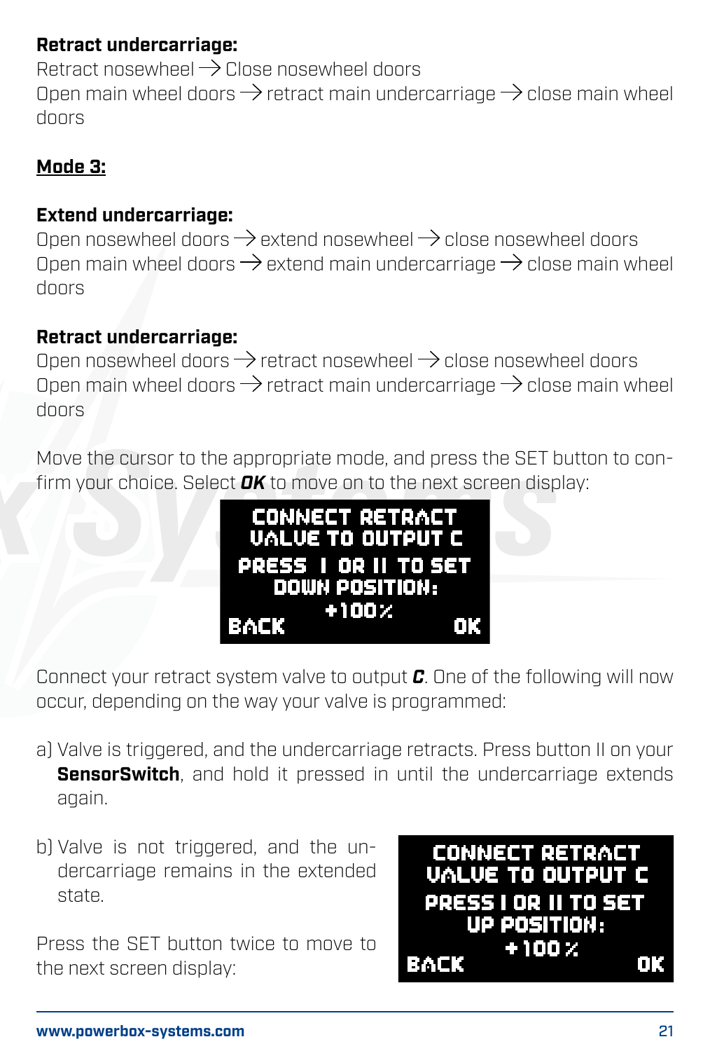**Retract undercarriage:**
Retract nosewheel → Close nosewheel doors
Open main wheel doors → retract main undercarriage → close main wheel doors

**Mode 3:**

**Extend undercarriage:**
Open nosewheel doors → extend nosewheel → close nosewheel doors
Open main wheel doors → extend main undercarriage → close main wheel doors

**Retract undercarriage:**
Open nosewheel doors → retract nosewheel → close nosewheel doors
Open main wheel doors → retract main undercarriage → close main wheel doors

Move the cursor to the appropriate mode, and press the SET button to confirm your choice. Select ***OK*** to move on to the next screen display:

```
CONNECT RETRACT
VALUE TO OUTPUT C
PRESS I OR II TO SET
DOWN POSITION:
+100%
BACK                OK
```

Connect your retract system valve to output ***C***. One of the following will now occur, depending on the way your valve is programmed:

a) Valve is triggered, and the undercarriage retracts. Press button II on your **SensorSwitch**, and hold it pressed in until the undercarriage extends again.

b) Valve is not triggered, and the undercarriage remains in the extended state.

Press the SET button twice to move to the next screen display:

```
CONNECT RETRACT
VALUE TO OUTPUT C
PRESS I OR II TO SET
UP POSITION:
+100%
BACK                OK
```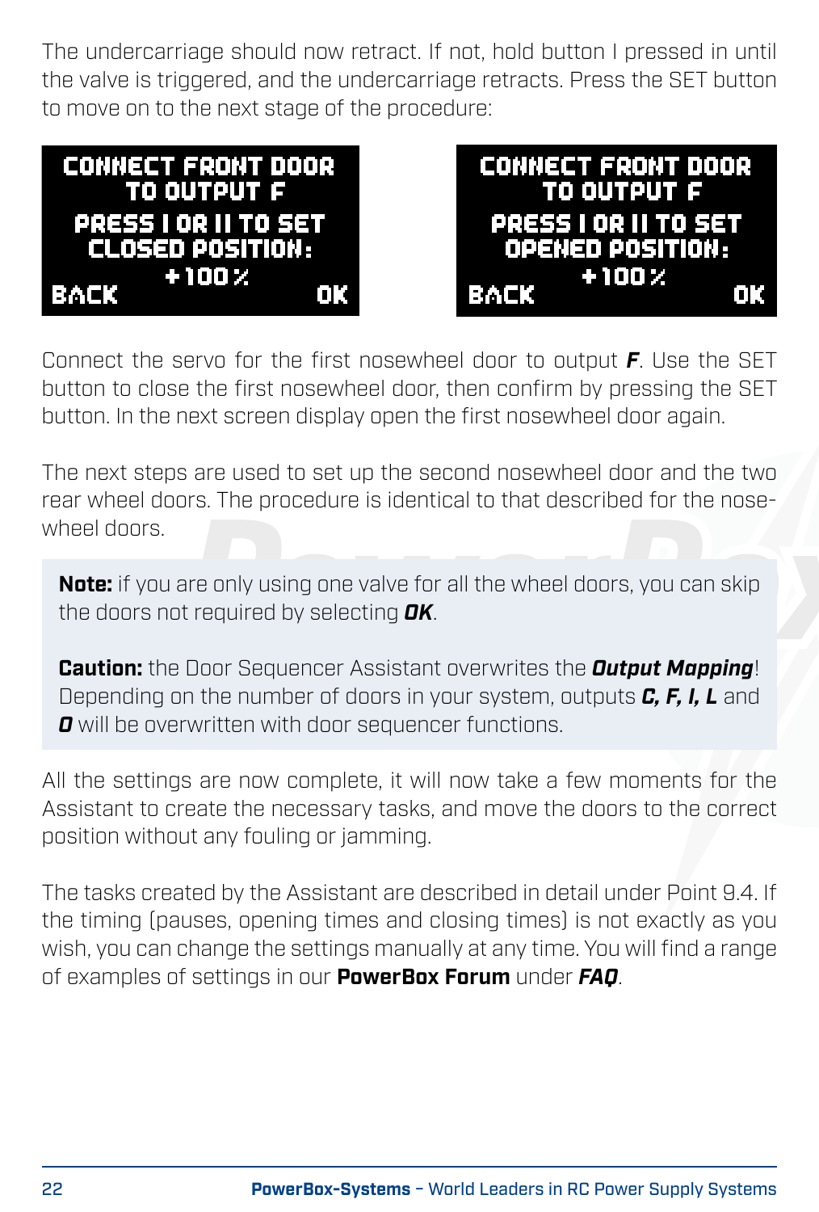The undercarriage should now retract. If not, hold button I pressed in until the valve is triggered, and the undercarriage retracts. Press the SET button to move on to the next stage of the procedure:

```
CONNECT FRONT DOOR
   TO OUTPUT F
PRESS I OR II TO SET
 CLOSED POSITION:
      +100%
BACK              OK
```

```
CONNECT FRONT DOOR
   TO OUTPUT F
PRESS I OR II TO SET
 OPENED POSITION:
      +100%
BACK              OK
```

Connect the servo for the first nosewheel door to output ***F***. Use the SET button to close the first nosewheel door, then confirm by pressing the SET button. In the next screen display open the first nosewheel door again.

The next steps are used to set up the second nosewheel door and the two rear wheel doors. The procedure is identical to that described for the nosewheel doors.

> **Note:** if you are only using one valve for all the wheel doors, you can skip the doors not required by selecting ***OK***.
>
> **Caution:** the Door Sequencer Assistant overwrites the ***Output Mapping***! Depending on the number of doors in your system, outputs ***C, F, I, L*** and ***O*** will be overwritten with door sequencer functions.

All the settings are now complete, it will now take a few moments for the Assistant to create the necessary tasks, and move the doors to the correct position without any fouling or jamming.

The tasks created by the Assistant are described in detail under Point 9.4. If the timing (pauses, opening times and closing times) is not exactly as you wish, you can change the settings manually at any time. You will find a range of examples of settings in our **PowerBox Forum** under ***FAQ***.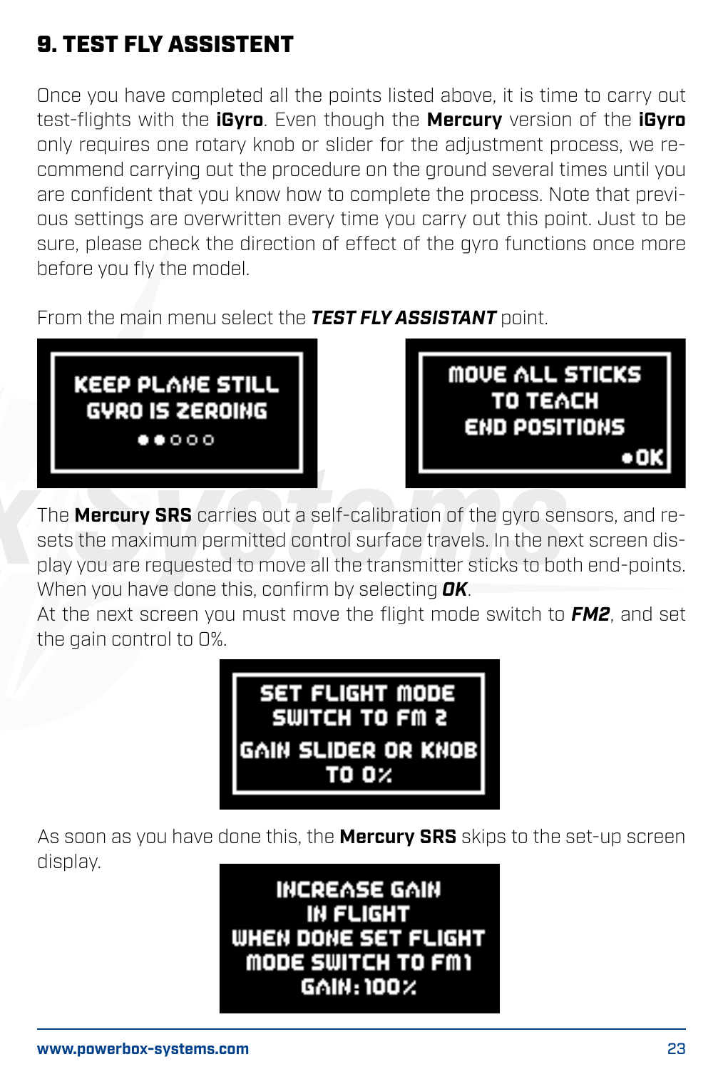# 9. TEST FLY ASSISTENT

Once you have completed all the points listed above, it is time to carry out test-flights with the **iGyro**. Even though the **Mercury** version of the **iGyro** only requires one rotary knob or slider for the adjustment process, we recommend carrying out the procedure on the ground several times until you are confident that you know how to complete the process. Note that previous settings are overwritten every time you carry out this point. Just to be sure, please check the direction of effect of the gyro functions once more before you fly the model.

From the main menu select the ***TEST FLY ASSISTANT*** point.

KEEP PLANE STILL
GYRO IS ZEROING
●●○○○

MOVE ALL STICKS
TO TEACH
END POSITIONS
●OK

The **Mercury SRS** carries out a self-calibration of the gyro sensors, and resets the maximum permitted control surface travels. In the next screen display you are requested to move all the transmitter sticks to both end-points. When you have done this, confirm by selecting ***OK***.
At the next screen you must move the flight mode switch to ***FM2***, and set the gain control to 0%.

SET FLIGHT MODE
SWITCH TO FM 2
GAIN SLIDER OR KNOB
TO 0%

As soon as you have done this, the **Mercury SRS** skips to the set-up screen display.

INCREASE GAIN
IN FLIGHT
WHEN DONE SET FLIGHT
MODE SWITCH TO FM1
GAIN: 100%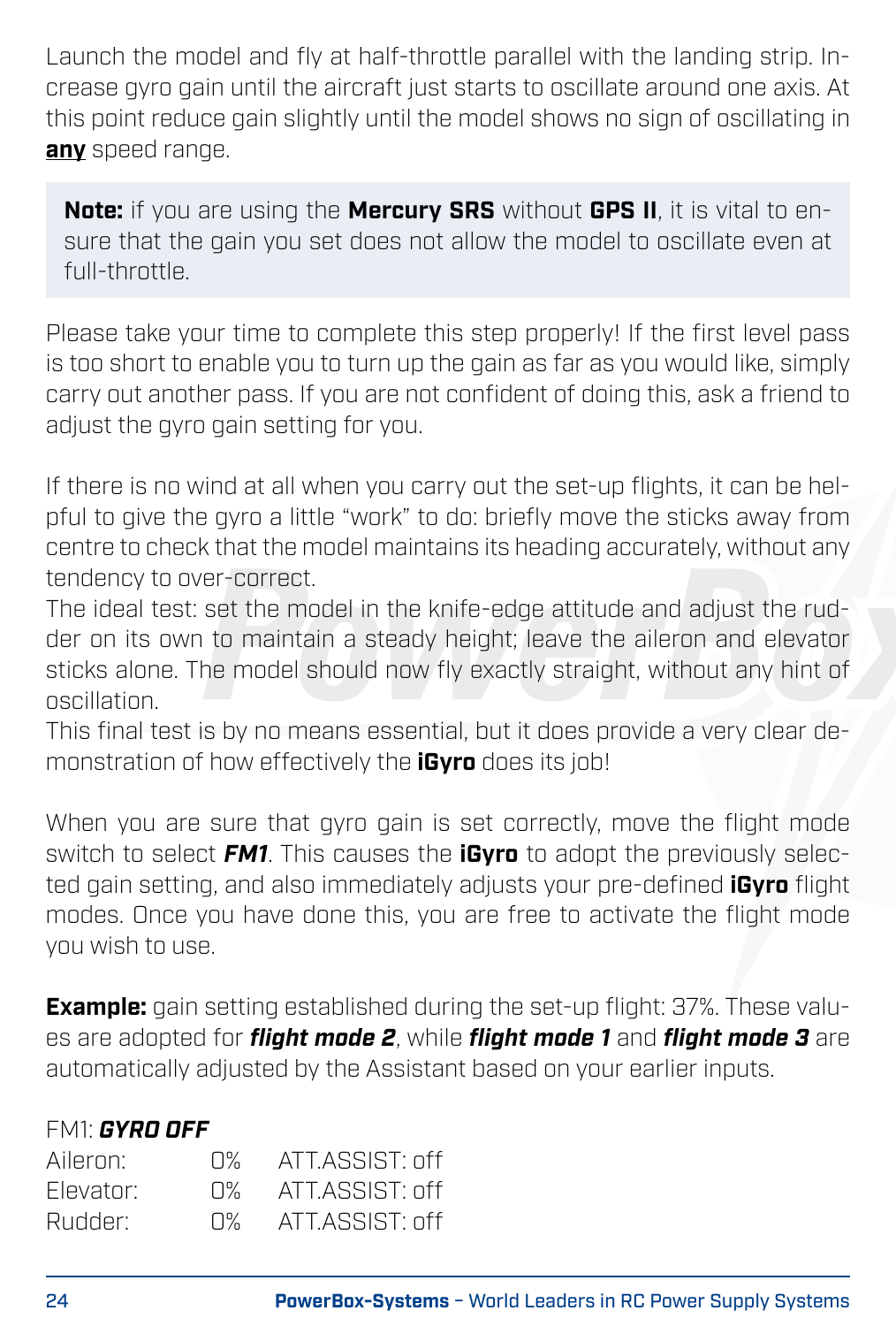Launch the model and fly at half-throttle parallel with the landing strip. Increase gyro gain until the aircraft just starts to oscillate around one axis. At this point reduce gain slightly until the model shows no sign of oscillating in **any** speed range.

> **Note:** if you are using the **Mercury SRS** without **GPS II**, it is vital to ensure that the gain you set does not allow the model to oscillate even at full-throttle.

Please take your time to complete this step properly! If the first level pass is too short to enable you to turn up the gain as far as you would like, simply carry out another pass. If you are not confident of doing this, ask a friend to adjust the gyro gain setting for you.

If there is no wind at all when you carry out the set-up flights, it can be helpful to give the gyro a little "work" to do: briefly move the sticks away from centre to check that the model maintains its heading accurately, without any tendency to over-correct.
The ideal test: set the model in the knife-edge attitude and adjust the rudder on its own to maintain a steady height; leave the aileron and elevator sticks alone. The model should now fly exactly straight, without any hint of oscillation.
This final test is by no means essential, but it does provide a very clear demonstration of how effectively the **iGyro** does its job!

When you are sure that gyro gain is set correctly, move the flight mode switch to select ***FM1***. This causes the **iGyro** to adopt the previously selected gain setting, and also immediately adjusts your pre-defined **iGyro** flight modes. Once you have done this, you are free to activate the flight mode you wish to use.

**Example:** gain setting established during the set-up flight: 37%. These values are adopted for ***flight mode 2***, while ***flight mode 1*** and ***flight mode 3*** are automatically adjusted by the Assistant based on your earlier inputs.

FM1: ***GYRO OFF***

| | | |
|---|---|---|
| Aileron: | 0% | ATT.ASSIST: off |
| Elevator: | 0% | ATT.ASSIST: off |
| Rudder: | 0% | ATT.ASSIST: off |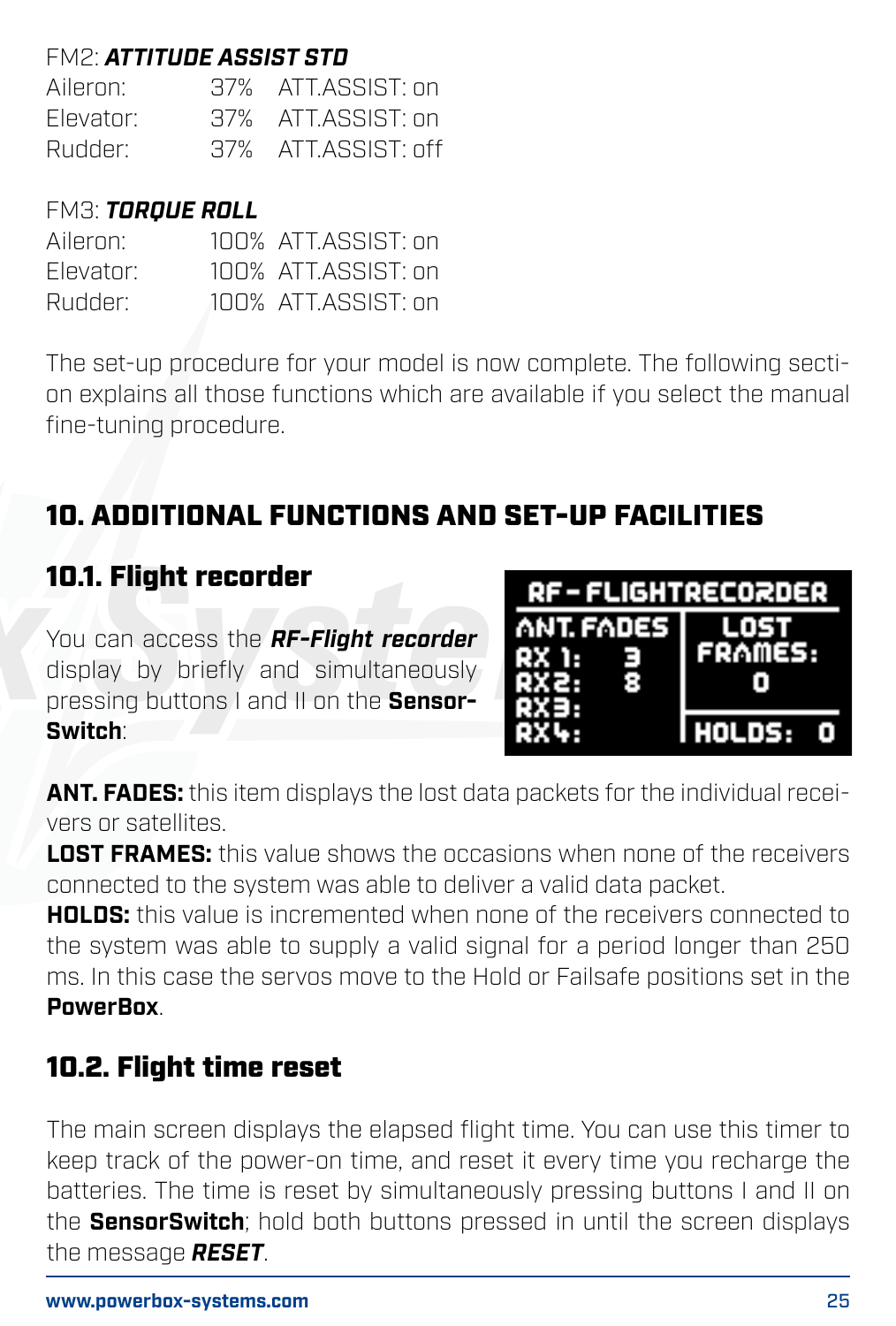FM2: ***ATTITUDE ASSIST STD***

| | | |
|---|---|---|
| Aileron: | 37% | ATT.ASSIST: on |
| Elevator: | 37% | ATT.ASSIST: on |
| Rudder: | 37% | ATT.ASSIST: off |

FM3: ***TORQUE ROLL***

| | | |
|---|---|---|
| Aileron: | 100% | ATT.ASSIST: on |
| Elevator: | 100% | ATT.ASSIST: on |
| Rudder: | 100% | ATT.ASSIST: on |

The set-up procedure for your model is now complete. The following section explains all those functions which are available if you select the manual fine-tuning procedure.

# 10. ADDITIONAL FUNCTIONS AND SET-UP FACILITIES

## 10.1. Flight recorder

You can access the ***RF-Flight recorder*** display by briefly and simultaneously pressing buttons I and II on the **SensorSwitch**:

```
RF-FLIGHTRECORDER
ANT. FADES   | LOST
RX 1:   3    | FRAMES:
RX2:    8    |    0
RX3:         |
RX4:         | HOLDS:  0
```

**ANT. FADES:** this item displays the lost data packets for the individual receivers or satellites.

**LOST FRAMES:** this value shows the occasions when none of the receivers connected to the system was able to deliver a valid data packet.

**HOLDS:** this value is incremented when none of the receivers connected to the system was able to supply a valid signal for a period longer than 250 ms. In this case the servos move to the Hold or Failsafe positions set in the **PowerBox**.

## 10.2. Flight time reset

The main screen displays the elapsed flight time. You can use this timer to keep track of the power-on time, and reset it every time you recharge the batteries. The time is reset by simultaneously pressing buttons I and II on the **SensorSwitch**; hold both buttons pressed in until the screen displays the message ***RESET***.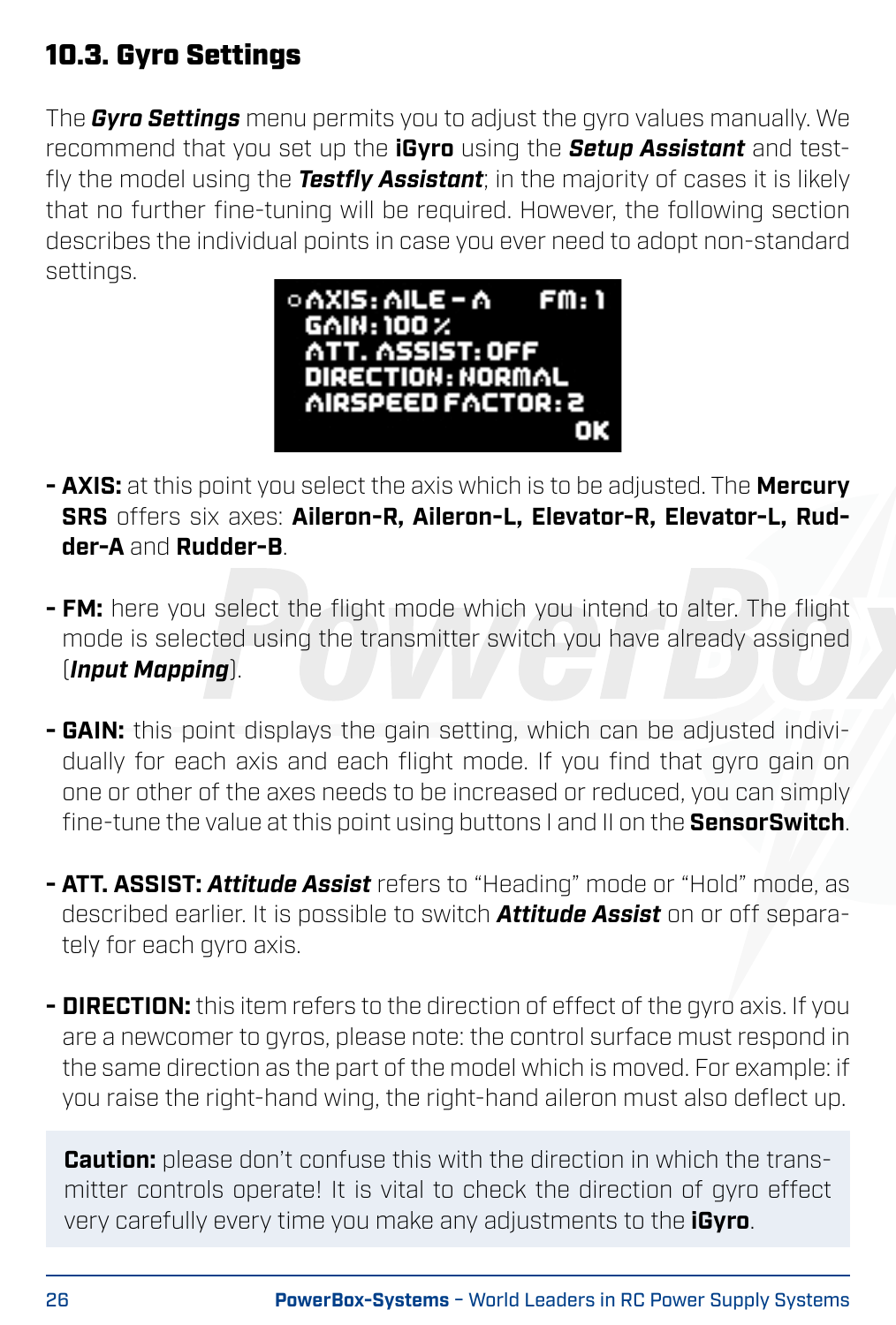## 10.3. Gyro Settings

The ***Gyro Settings*** menu permits you to adjust the gyro values manually. We recommend that you set up the **iGyro** using the ***Setup Assistant*** and test-fly the model using the ***Testfly Assistant***; in the majority of cases it is likely that no further fine-tuning will be required. However, the following section describes the individual points in case you ever need to adopt non-standard settings.

```
○AXIS: AILE - A     FM: 1
 GAIN: 100 %
 ATT. ASSIST: OFF
 DIRECTION: NORMAL
 AIRSPEED FACTOR: 2
                        OK
```

- **AXIS:** at this point you select the axis which is to be adjusted. The **Mercury SRS** offers six axes: **Aileron-R, Aileron-L, Elevator-R, Elevator-L, Rudder-A** and **Rudder-B**.

- **FM:** here you select the flight mode which you intend to alter. The flight mode is selected using the transmitter switch you have already assigned (***Input Mapping***).

- **GAIN:** this point displays the gain setting, which can be adjusted individually for each axis and each flight mode. If you find that gyro gain on one or other of the axes needs to be increased or reduced, you can simply fine-tune the value at this point using buttons I and II on the **SensorSwitch**.

- **ATT. ASSIST:** ***Attitude Assist*** refers to “Heading” mode or “Hold” mode, as described earlier. It is possible to switch ***Attitude Assist*** on or off separately for each gyro axis.

- **DIRECTION:** this item refers to the direction of effect of the gyro axis. If you are a newcomer to gyros, please note: the control surface must respond in the same direction as the part of the model which is moved. For example: if you raise the right-hand wing, the right-hand aileron must also deflect up.

**Caution:** please don’t confuse this with the direction in which the transmitter controls operate! It is vital to check the direction of gyro effect very carefully every time you make any adjustments to the **iGyro**.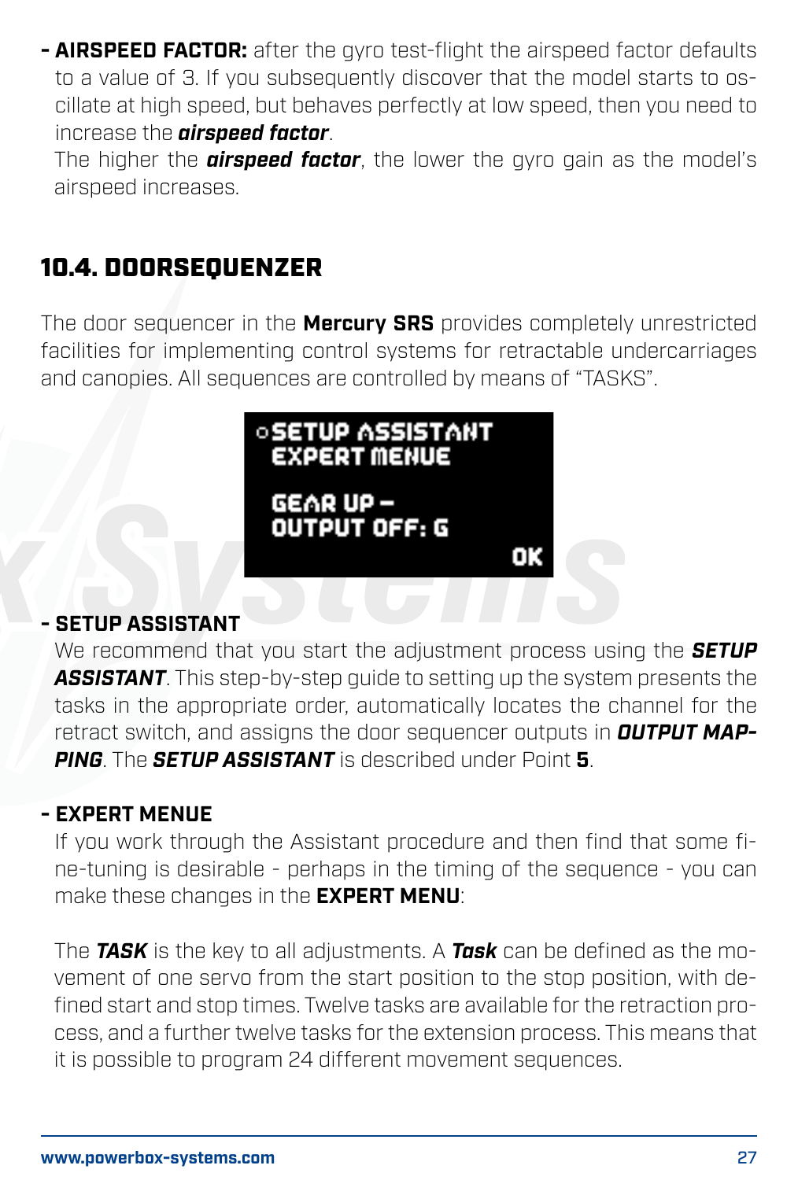- **AIRSPEED FACTOR:** after the gyro test-flight the airspeed factor defaults to a value of 3. If you subsequently discover that the model starts to oscillate at high speed, but behaves perfectly at low speed, then you need to increase the ***airspeed factor***.
  The higher the ***airspeed factor***, the lower the gyro gain as the model's airspeed increases.

## 10.4. DOORSEQUENZER

The door sequencer in the **Mercury SRS** provides completely unrestricted facilities for implementing control systems for retractable undercarriages and canopies. All sequences are controlled by means of "TASKS".

```
○SETUP ASSISTANT
 EXPERT MENUE

 GEAR UP -
 OUTPUT OFF: G
                 OK
```

- **SETUP ASSISTANT**
  We recommend that you start the adjustment process using the ***SETUP ASSISTANT***. This step-by-step guide to setting up the system presents the tasks in the appropriate order, automatically locates the channel for the retract switch, and assigns the door sequencer outputs in ***OUTPUT MAPPING***. The ***SETUP ASSISTANT*** is described under Point **5**.

- **EXPERT MENUE**
  If you work through the Assistant procedure and then find that some fine-tuning is desirable - perhaps in the timing of the sequence - you can make these changes in the **EXPERT MENU**:

  The ***TASK*** is the key to all adjustments. A ***Task*** can be defined as the movement of one servo from the start position to the stop position, with defined start and stop times. Twelve tasks are available for the retraction process, and a further twelve tasks for the extension process. This means that it is possible to program 24 different movement sequences.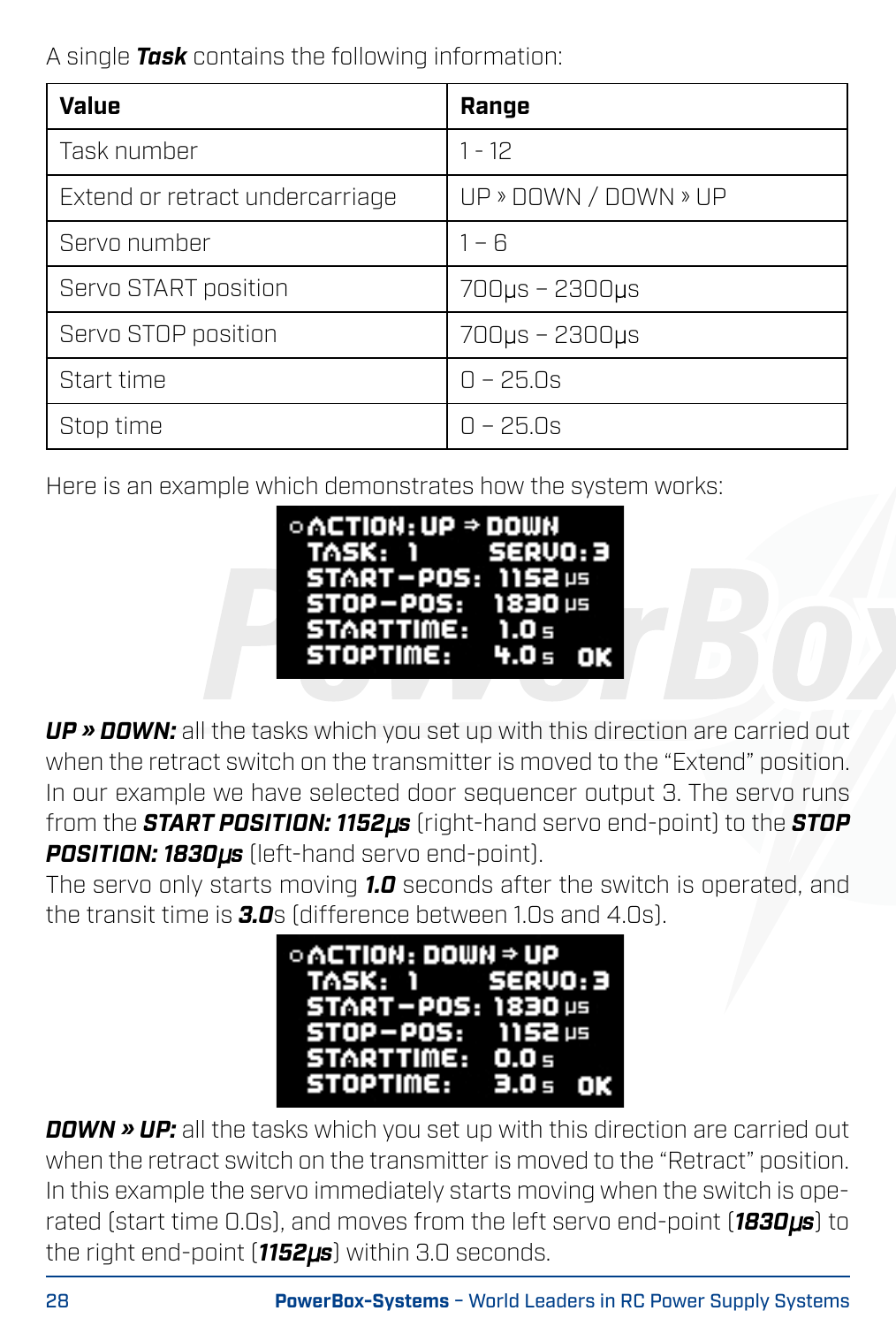A single ***Task*** contains the following information:

| Value | Range |
|---|---|
| Task number | 1 - 12 |
| Extend or retract undercarriage | UP » DOWN / DOWN » UP |
| Servo number | 1 – 6 |
| Servo START position | 700μs – 2300μs |
| Servo STOP position | 700μs – 2300μs |
| Start time | 0 – 25.0s |
| Stop time | 0 – 25.0s |

Here is an example which demonstrates how the system works:

```
○ACTION:UP ⇒ DOWN
 TASK: 1      SERVO:3
 START-POS: 1152 μs
 STOP-POS:  1830 μs
 STARTTIME:  1.0 s
 STOPTIME:   4.0 s  OK
```

***UP » DOWN:*** all the tasks which you set up with this direction are carried out when the retract switch on the transmitter is moved to the “Extend” position. In our example we have selected door sequencer output 3. The servo runs from the ***START POSITION: 1152μs*** (right-hand servo end-point) to the ***STOP POSITION: 1830μs*** (left-hand servo end-point).
The servo only starts moving ***1.0*** seconds after the switch is operated, and the transit time is ***3.0***s (difference between 1.0s and 4.0s).

```
○ACTION:DOWN ⇒ UP
 TASK: 1      SERVO:3
 START-POS: 1830 μs
 STOP-POS:  1152 μs
 STARTTIME:  0.0 s
 STOPTIME:   3.0 s  OK
```

***DOWN » UP:*** all the tasks which you set up with this direction are carried out when the retract switch on the transmitter is moved to the “Retract” position. In this example the servo immediately starts moving when the switch is operated (start time 0.0s), and moves from the left servo end-point (***1830μs***) to the right end-point (***1152μs***) within 3.0 seconds.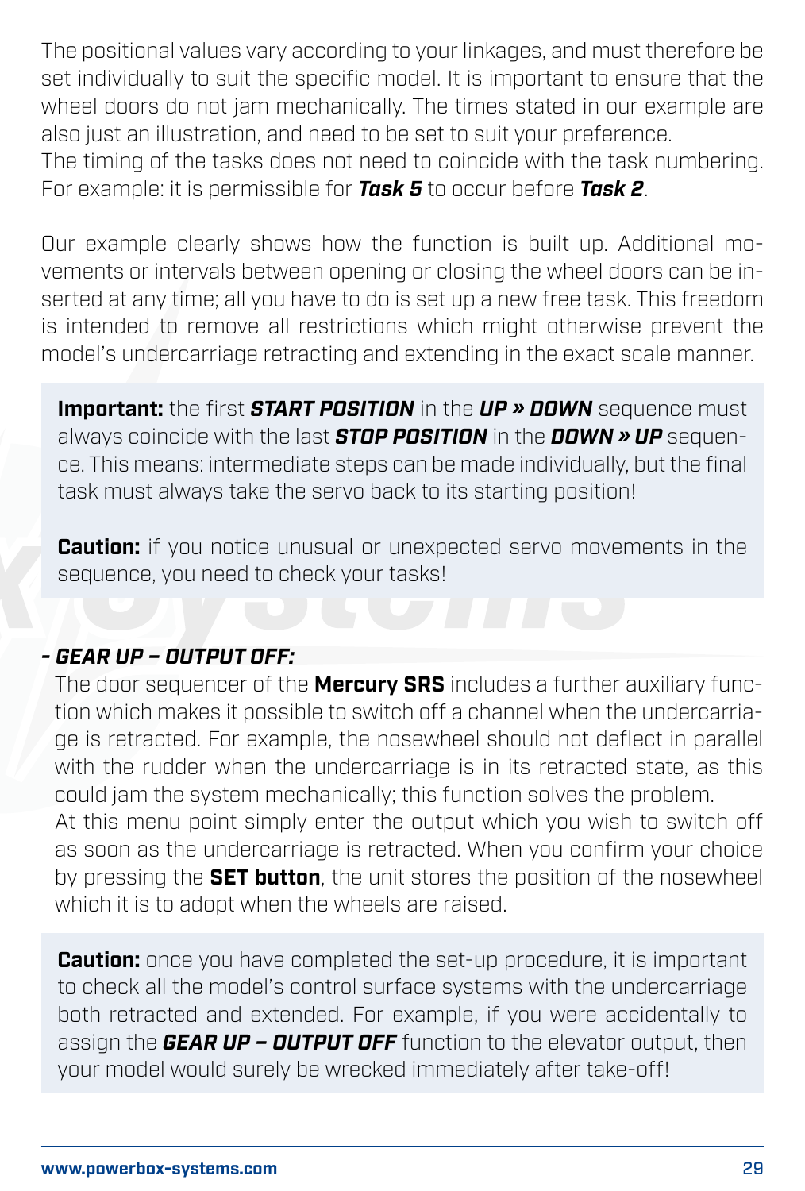The positional values vary according to your linkages, and must therefore be set individually to suit the specific model. It is important to ensure that the wheel doors do not jam mechanically. The times stated in our example are also just an illustration, and need to be set to suit your preference.
The timing of the tasks does not need to coincide with the task numbering. For example: it is permissible for ***Task 5*** to occur before ***Task 2***.

Our example clearly shows how the function is built up. Additional movements or intervals between opening or closing the wheel doors can be inserted at any time; all you have to do is set up a new free task. This freedom is intended to remove all restrictions which might otherwise prevent the model's undercarriage retracting and extending in the exact scale manner.

> **Important:** the first ***START POSITION*** in the ***UP » DOWN*** sequence must always coincide with the last ***STOP POSITION*** in the ***DOWN » UP*** sequence. This means: intermediate steps can be made individually, but the final task must always take the servo back to its starting position!
>
> **Caution:** if you notice unusual or unexpected servo movements in the sequence, you need to check your tasks!

### *- GEAR UP – OUTPUT OFF:*

The door sequencer of the **Mercury SRS** includes a further auxiliary function which makes it possible to switch off a channel when the undercarriage is retracted. For example, the nosewheel should not deflect in parallel with the rudder when the undercarriage is in its retracted state, as this could jam the system mechanically; this function solves the problem.
At this menu point simply enter the output which you wish to switch off as soon as the undercarriage is retracted. When you confirm your choice by pressing the **SET button**, the unit stores the position of the nosewheel which it is to adopt when the wheels are raised.

> **Caution:** once you have completed the set-up procedure, it is important to check all the model's control surface systems with the undercarriage both retracted and extended. For example, if you were accidentally to assign the ***GEAR UP – OUTPUT OFF*** function to the elevator output, then your model would surely be wrecked immediately after take-off!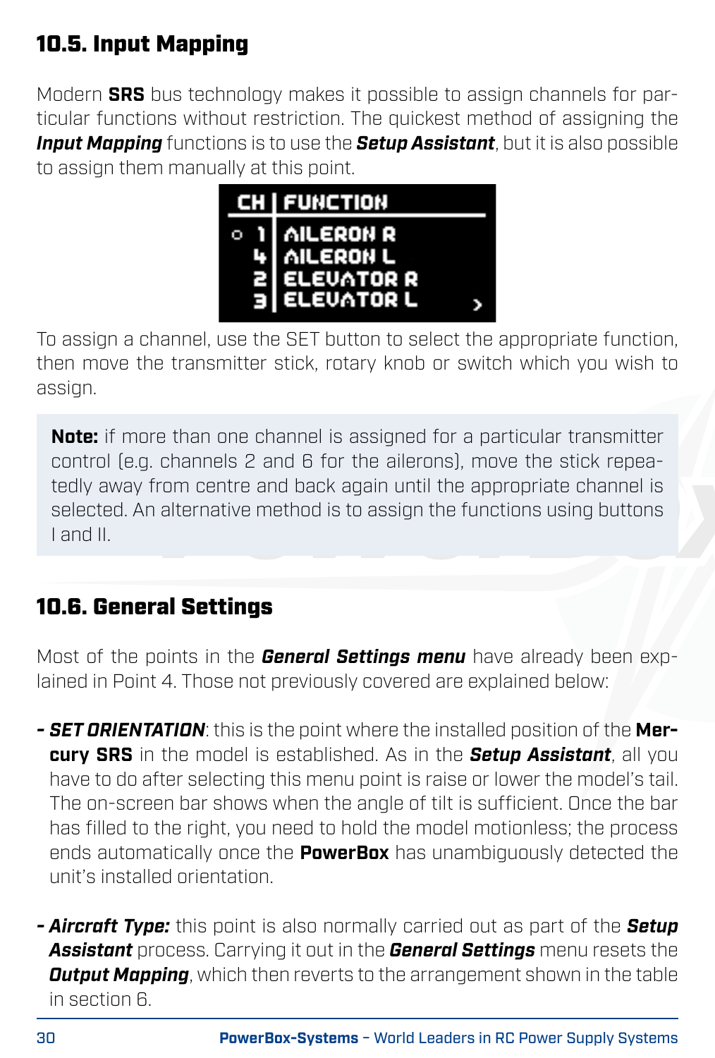## 10.5. Input Mapping

Modern **SRS** bus technology makes it possible to assign channels for particular functions without restriction. The quickest method of assigning the ***Input Mapping*** functions is to use the ***Setup Assistant***, but it is also possible to assign them manually at this point.

| CH | FUNCTION |
|---|---|
| ○ 1 | AILERON R |
| 4 | AILERON L |
| 2 | ELEVATOR R |
| 3 | ELEVATOR L › |

To assign a channel, use the SET button to select the appropriate function, then move the transmitter stick, rotary knob or switch which you wish to assign.

> **Note:** if more than one channel is assigned for a particular transmitter control (e.g. channels 2 and 6 for the ailerons), move the stick repeatedly away from centre and back again until the appropriate channel is selected. An alternative method is to assign the functions using buttons I and II.

## 10.6. General Settings

Most of the points in the ***General Settings menu*** have already been explained in Point 4. Those not previously covered are explained below:

- ***SET ORIENTATION***: this is the point where the installed position of the **Mercury SRS** in the model is established. As in the ***Setup Assistant***, all you have to do after selecting this menu point is raise or lower the model's tail. The on-screen bar shows when the angle of tilt is sufficient. Once the bar has filled to the right, you need to hold the model motionless; the process ends automatically once the **PowerBox** has unambiguously detected the unit's installed orientation.

- ***Aircraft Type:*** this point is also normally carried out as part of the ***Setup Assistant*** process. Carrying it out in the ***General Settings*** menu resets the ***Output Mapping***, which then reverts to the arrangement shown in the table in section 6.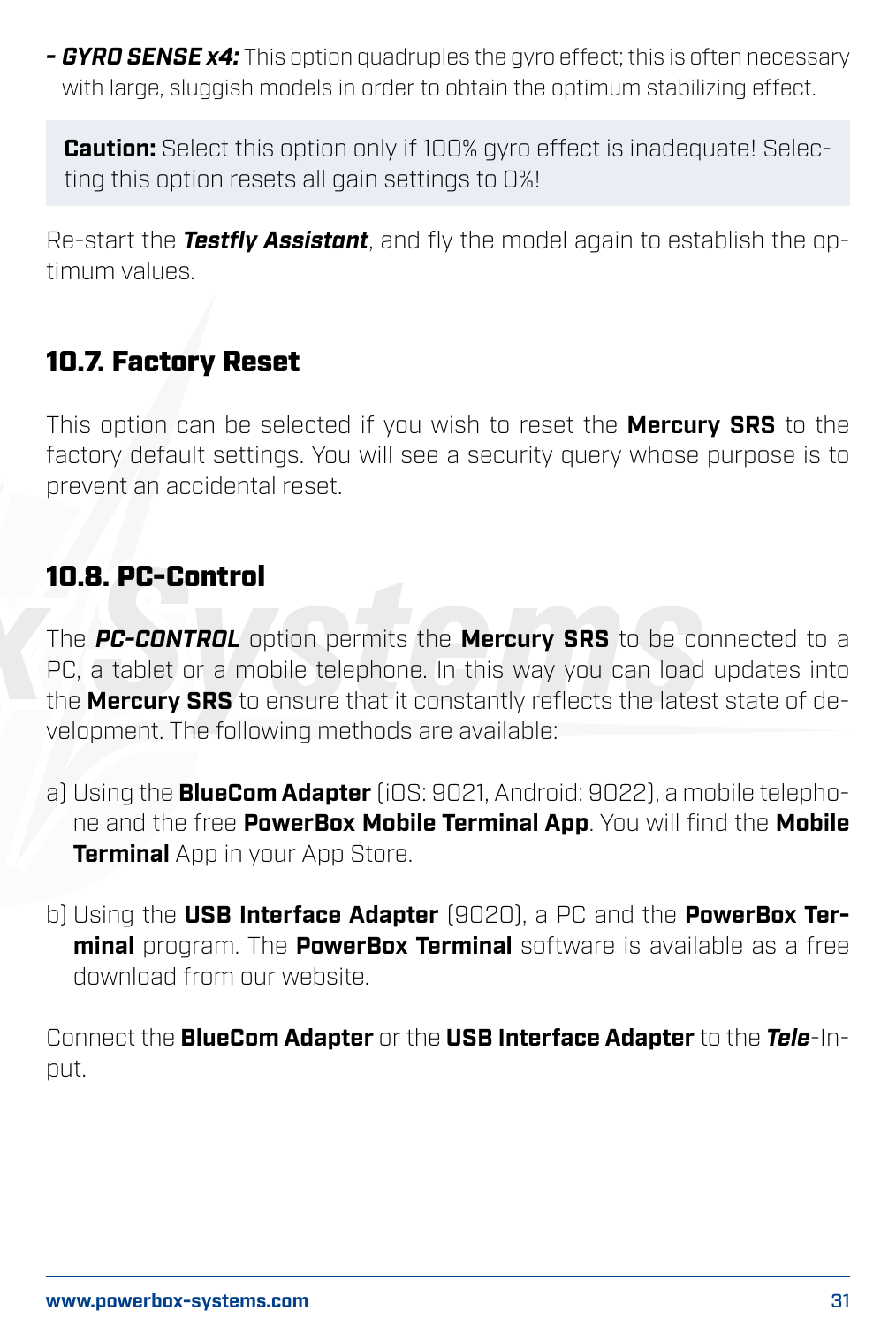- ***GYRO SENSE x4:*** This option quadruples the gyro effect; this is often necessary with large, sluggish models in order to obtain the optimum stabilizing effect.

> **Caution:** Select this option only if 100% gyro effect is inadequate! Selecting this option resets all gain settings to 0%!

Re-start the ***Testfly Assistant***, and fly the model again to establish the optimum values.

## 10.7. Factory Reset

This option can be selected if you wish to reset the **Mercury SRS** to the factory default settings. You will see a security query whose purpose is to prevent an accidental reset.

## 10.8. PC-Control

The ***PC-CONTROL*** option permits the **Mercury SRS** to be connected to a PC, a tablet or a mobile telephone. In this way you can load updates into the **Mercury SRS** to ensure that it constantly reflects the latest state of development. The following methods are available:

a) Using the **BlueCom Adapter** (iOS: 9021, Android: 9022), a mobile telephone and the free **PowerBox Mobile Terminal App**. You will find the **Mobile Terminal** App in your App Store.

b) Using the **USB Interface Adapter** (9020), a PC and the **PowerBox Terminal** program. The **PowerBox Terminal** software is available as a free download from our website.

Connect the **BlueCom Adapter** or the **USB Interface Adapter** to the ***Tele***-Input.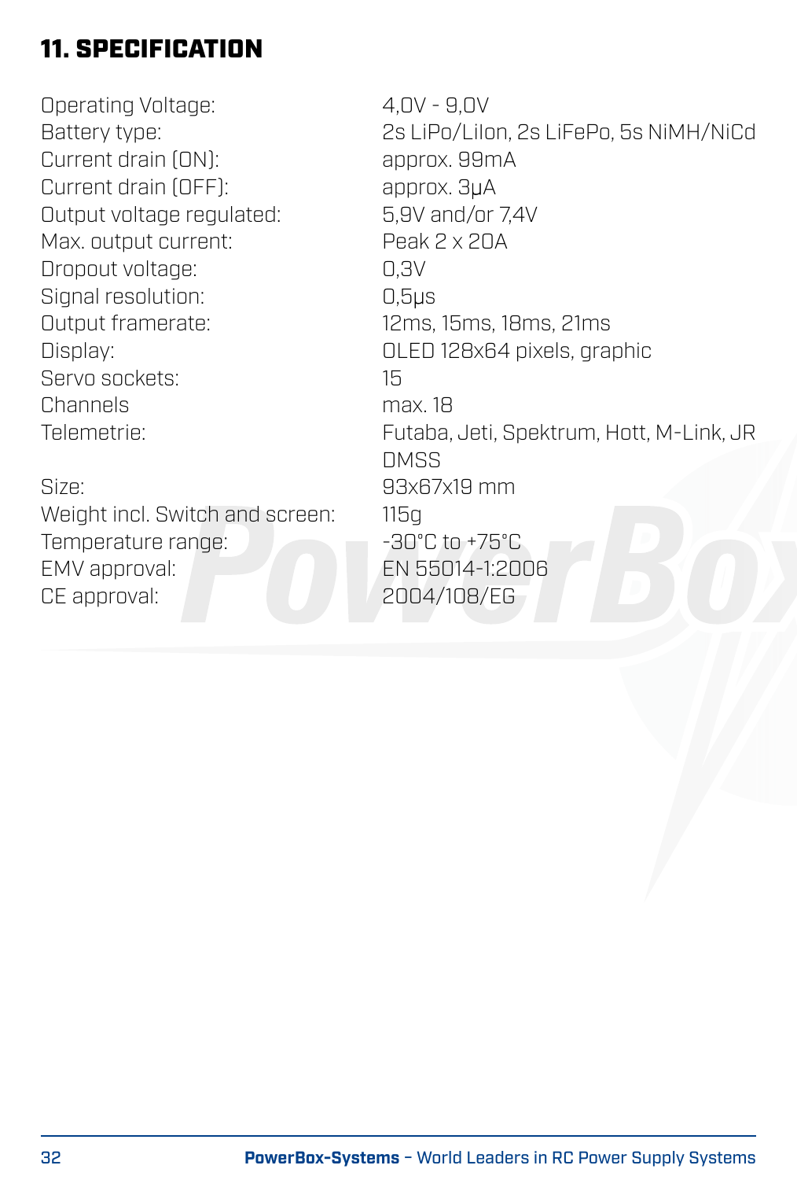## 11. SPECIFICATION

| | |
|---|---|
| Operating Voltage: | 4,0V - 9,0V |
| Battery type: | 2s LiPo/LiIon, 2s LiFePo, 5s NiMH/NiCd |
| Current drain (ON): | approx. 99mA |
| Current drain (OFF): | approx. 3µA |
| Output voltage regulated: | 5,9V and/or 7,4V |
| Max. output current: | Peak 2 x 20A |
| Dropout voltage: | 0,3V |
| Signal resolution: | 0,5µs |
| Output framerate: | 12ms, 15ms, 18ms, 21ms |
| Display: | OLED 128x64 pixels, graphic |
| Servo sockets: | 15 |
| Channels | max. 18 |
| Telemetrie: | Futaba, Jeti, Spektrum, Hott, M-Link, JR DMSS |
| Size: | 93x67x19 mm |
| Weight incl. Switch and screen: | 115g |
| Temperature range: | -30°C to +75°C |
| EMV approval: | EN 55014-1:2006 |
| CE approval: | 2004/108/EG |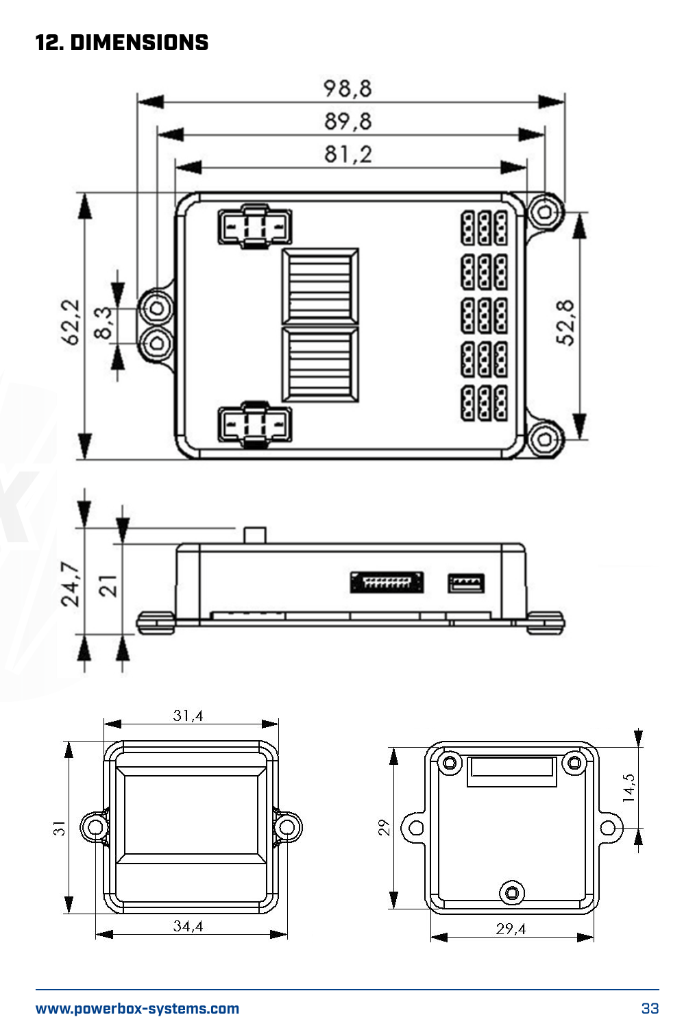# 12. DIMENSIONS

98,8

89,8

81,2

62,2

8,3

52,8

24,7

21

31,4

31

34,4

29

14,5

29,4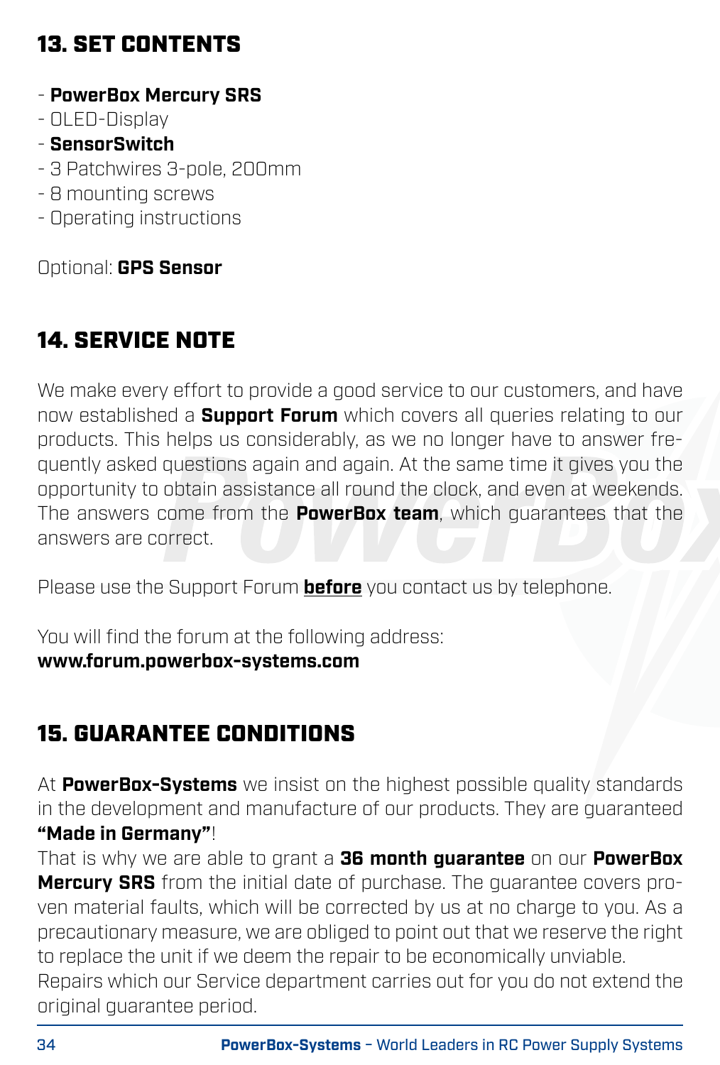## 13. SET CONTENTS

- **PowerBox Mercury SRS**
- OLED-Display
- **SensorSwitch**
- 3 Patchwires 3-pole, 200mm
- 8 mounting screws
- Operating instructions

Optional: **GPS Sensor**

## 14. SERVICE NOTE

We make every effort to provide a good service to our customers, and have now established a **Support Forum** which covers all queries relating to our products. This helps us considerably, as we no longer have to answer frequently asked questions again and again. At the same time it gives you the opportunity to obtain assistance all round the clock, and even at weekends. The answers come from the **PowerBox team**, which guarantees that the answers are correct.

Please use the Support Forum **before** you contact us by telephone.

You will find the forum at the following address:
**www.forum.powerbox-systems.com**

## 15. GUARANTEE CONDITIONS

At **PowerBox-Systems** we insist on the highest possible quality standards in the development and manufacture of our products. They are guaranteed **"Made in Germany"**!
That is why we are able to grant a **36 month guarantee** on our **PowerBox Mercury SRS** from the initial date of purchase. The guarantee covers proven material faults, which will be corrected by us at no charge to you. As a precautionary measure, we are obliged to point out that we reserve the right to replace the unit if we deem the repair to be economically unviable.
Repairs which our Service department carries out for you do not extend the original guarantee period.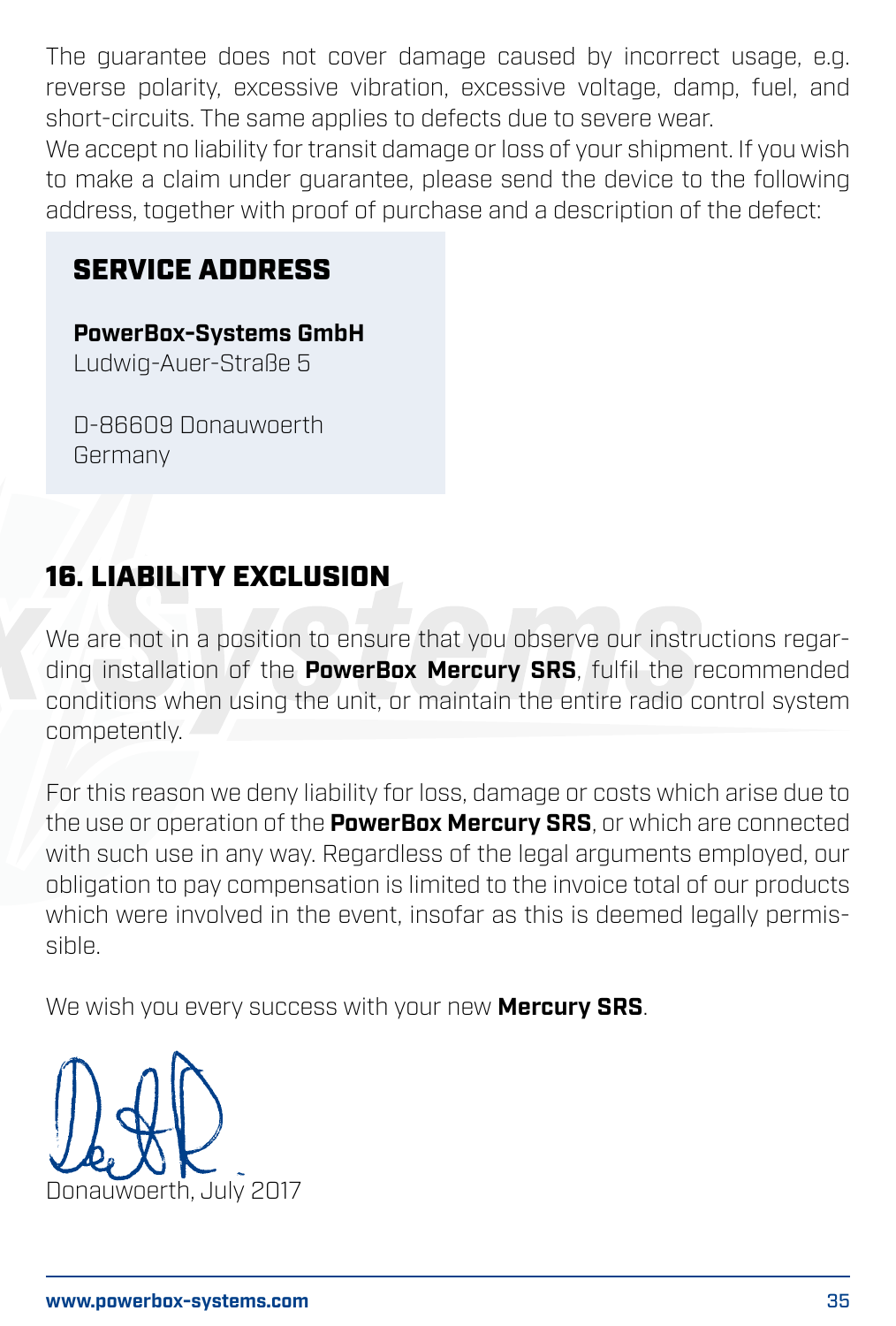The guarantee does not cover damage caused by incorrect usage, e.g. reverse polarity, excessive vibration, excessive voltage, damp, fuel, and short-circuits. The same applies to defects due to severe wear.
We accept no liability for transit damage or loss of your shipment. If you wish to make a claim under guarantee, please send the device to the following address, together with proof of purchase and a description of the defect:

### SERVICE ADDRESS

**PowerBox-Systems GmbH**
Ludwig-Auer-Straße 5

D-86609 Donauwoerth
Germany

## 16. LIABILITY EXCLUSION

We are not in a position to ensure that you observe our instructions regarding installation of the **PowerBox Mercury SRS**, fulfil the recommended conditions when using the unit, or maintain the entire radio control system competently.

For this reason we deny liability for loss, damage or costs which arise due to the use or operation of the **PowerBox Mercury SRS**, or which are connected with such use in any way. Regardless of the legal arguments employed, our obligation to pay compensation is limited to the invoice total of our products which were involved in the event, insofar as this is deemed legally permissible.

We wish you every success with your new **Mercury SRS**.

Donauwoerth, July 2017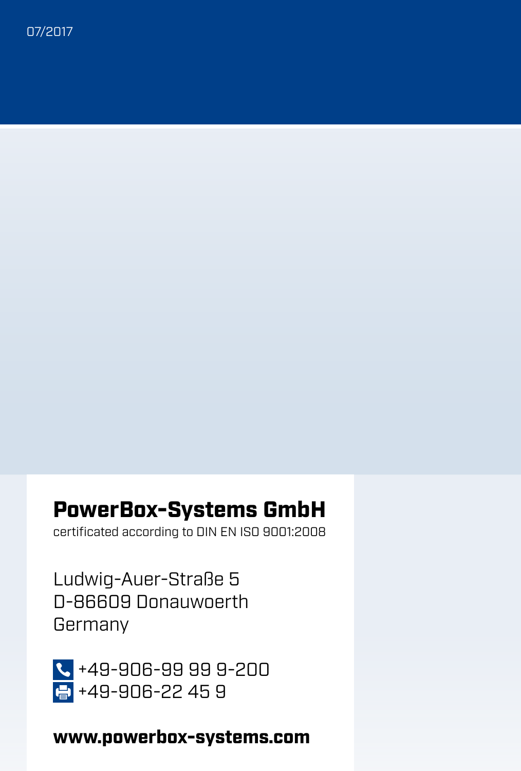07/2017

**PowerBox-Systems GmbH**
certificated according to DIN EN ISO 9001:2008

Ludwig-Auer-Straße 5
D-86609 Donauwoerth
Germany

+49-906-99 99 9-200
+49-906-22 45 9

**www.powerbox-systems.com**